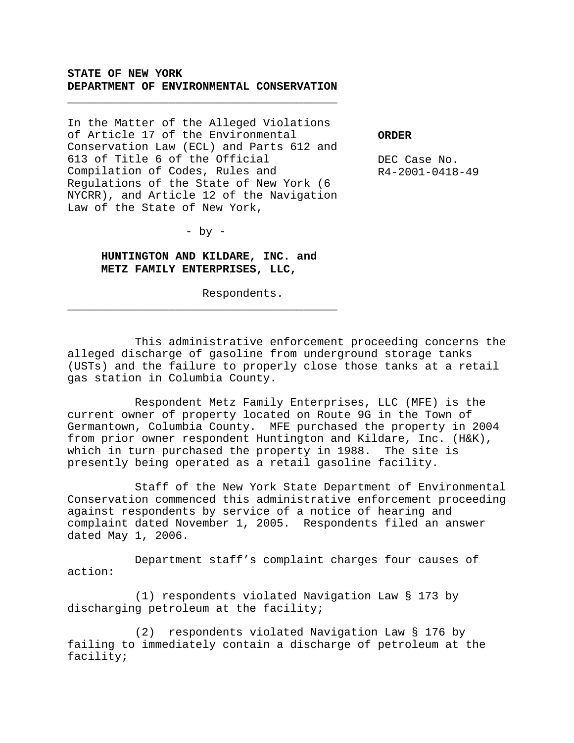**STATE OF NEW YORK**
**DEPARTMENT OF ENVIRONMENTAL CONSERVATION**

---

In the Matter of the Alleged Violations of Article 17 of the Environmental Conservation Law (ECL) and Parts 612 and 613 of Title 6 of the Official Compilation of Codes, Rules and Regulations of the State of New York (6 NYCRR), and Article 12 of the Navigation Law of the State of New York,

- by -

**HUNTINGTON AND KILDARE, INC. and METZ FAMILY ENTERPRISES, LLC,**

Respondents.

---

**ORDER**

DEC Case No. R4-2001-0418-49

This administrative enforcement proceeding concerns the alleged discharge of gasoline from underground storage tanks (USTs) and the failure to properly close those tanks at a retail gas station in Columbia County.

Respondent Metz Family Enterprises, LLC (MFE) is the current owner of property located on Route 9G in the Town of Germantown, Columbia County. MFE purchased the property in 2004 from prior owner respondent Huntington and Kildare, Inc. (H&K), which in turn purchased the property in 1988. The site is presently being operated as a retail gasoline facility.

Staff of the New York State Department of Environmental Conservation commenced this administrative enforcement proceeding against respondents by service of a notice of hearing and complaint dated November 1, 2005. Respondents filed an answer dated May 1, 2006.

Department staff's complaint charges four causes of action:

(1) respondents violated Navigation Law § 173 by discharging petroleum at the facility;

(2) respondents violated Navigation Law § 176 by failing to immediately contain a discharge of petroleum at the facility;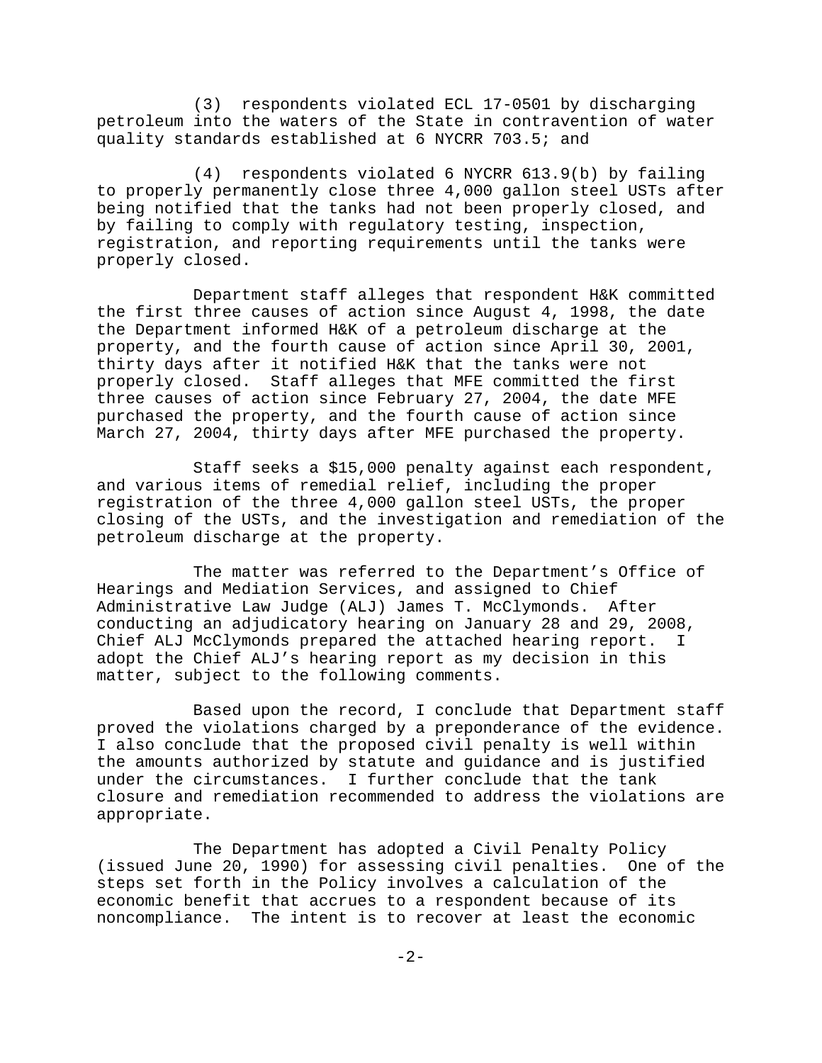(3) respondents violated ECL 17-0501 by discharging petroleum into the waters of the State in contravention of water quality standards established at 6 NYCRR 703.5; and

(4) respondents violated 6 NYCRR 613.9(b) by failing to properly permanently close three 4,000 gallon steel USTs after being notified that the tanks had not been properly closed, and by failing to comply with regulatory testing, inspection, registration, and reporting requirements until the tanks were properly closed.

Department staff alleges that respondent H&K committed the first three causes of action since August 4, 1998, the date the Department informed H&K of a petroleum discharge at the property, and the fourth cause of action since April 30, 2001, thirty days after it notified H&K that the tanks were not properly closed. Staff alleges that MFE committed the first three causes of action since February 27, 2004, the date MFE purchased the property, and the fourth cause of action since March 27, 2004, thirty days after MFE purchased the property.

Staff seeks a $15,000 penalty against each respondent, and various items of remedial relief, including the proper registration of the three 4,000 gallon steel USTs, the proper closing of the USTs, and the investigation and remediation of the petroleum discharge at the property.

The matter was referred to the Department's Office of Hearings and Mediation Services, and assigned to Chief Administrative Law Judge (ALJ) James T. McClymonds. After conducting an adjudicatory hearing on January 28 and 29, 2008, Chief ALJ McClymonds prepared the attached hearing report. I adopt the Chief ALJ's hearing report as my decision in this matter, subject to the following comments.

Based upon the record, I conclude that Department staff proved the violations charged by a preponderance of the evidence. I also conclude that the proposed civil penalty is well within the amounts authorized by statute and guidance and is justified under the circumstances. I further conclude that the tank closure and remediation recommended to address the violations are appropriate.

The Department has adopted a Civil Penalty Policy (issued June 20, 1990) for assessing civil penalties. One of the steps set forth in the Policy involves a calculation of the economic benefit that accrues to a respondent because of its noncompliance. The intent is to recover at least the economic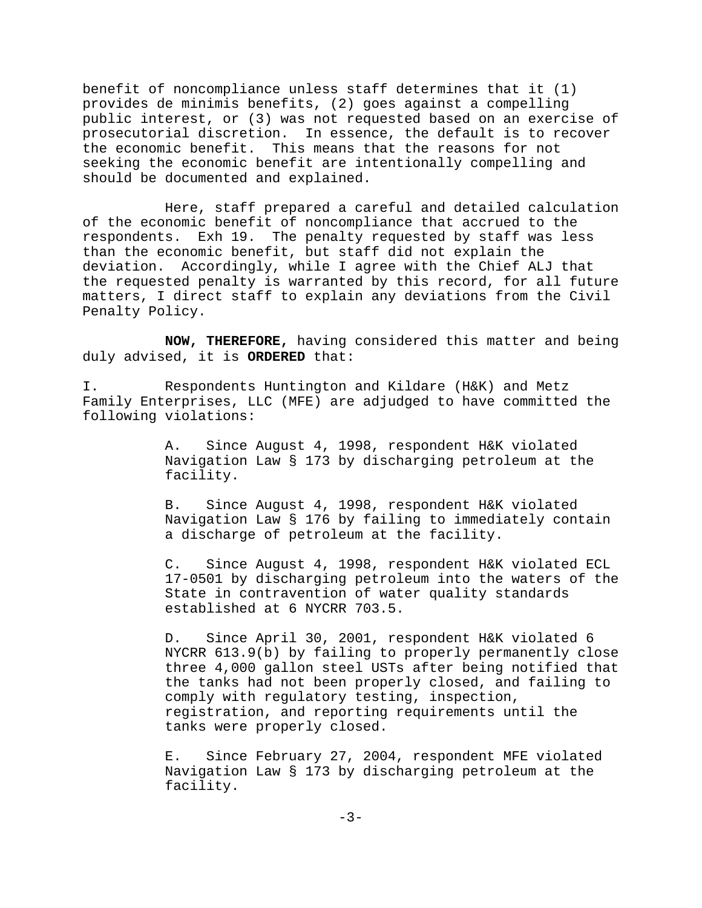benefit of noncompliance unless staff determines that it (1) provides de minimis benefits, (2) goes against a compelling public interest, or (3) was not requested based on an exercise of prosecutorial discretion. In essence, the default is to recover the economic benefit. This means that the reasons for not seeking the economic benefit are intentionally compelling and should be documented and explained.

Here, staff prepared a careful and detailed calculation of the economic benefit of noncompliance that accrued to the respondents. Exh 19. The penalty requested by staff was less than the economic benefit, but staff did not explain the deviation. Accordingly, while I agree with the Chief ALJ that the requested penalty is warranted by this record, for all future matters, I direct staff to explain any deviations from the Civil Penalty Policy.

**NOW, THEREFORE,** having considered this matter and being duly advised, it is **ORDERED** that:

I. Respondents Huntington and Kildare (H&K) and Metz Family Enterprises, LLC (MFE) are adjudged to have committed the following violations:

A. Since August 4, 1998, respondent H&K violated Navigation Law § 173 by discharging petroleum at the facility.

B. Since August 4, 1998, respondent H&K violated Navigation Law § 176 by failing to immediately contain a discharge of petroleum at the facility.

C. Since August 4, 1998, respondent H&K violated ECL 17-0501 by discharging petroleum into the waters of the State in contravention of water quality standards established at 6 NYCRR 703.5.

D. Since April 30, 2001, respondent H&K violated 6 NYCRR 613.9(b) by failing to properly permanently close three 4,000 gallon steel USTs after being notified that the tanks had not been properly closed, and failing to comply with regulatory testing, inspection, registration, and reporting requirements until the tanks were properly closed.

E. Since February 27, 2004, respondent MFE violated Navigation Law § 173 by discharging petroleum at the facility.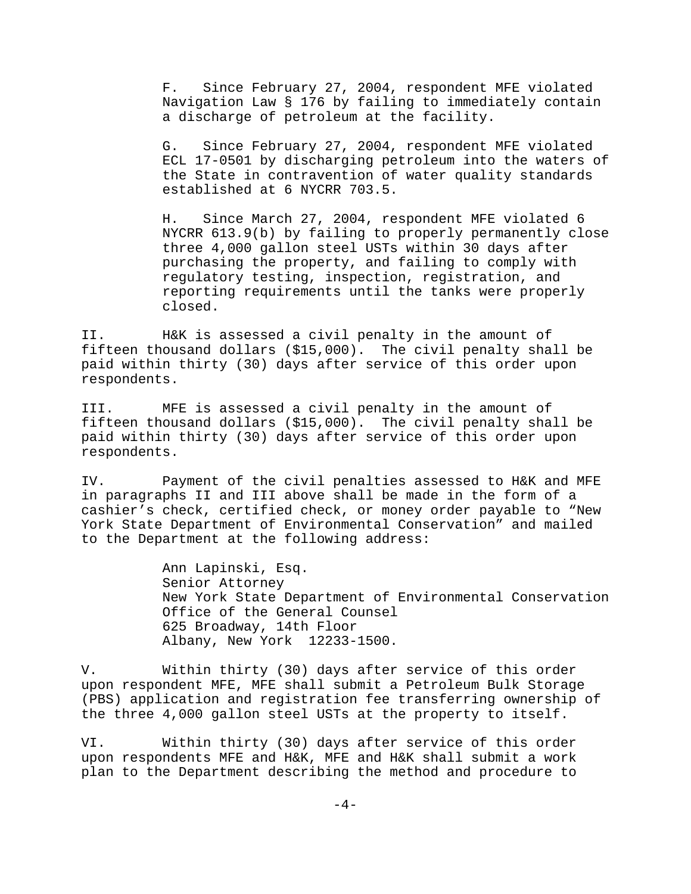F. Since February 27, 2004, respondent MFE violated Navigation Law § 176 by failing to immediately contain a discharge of petroleum at the facility.

G. Since February 27, 2004, respondent MFE violated ECL 17-0501 by discharging petroleum into the waters of the State in contravention of water quality standards established at 6 NYCRR 703.5.

H. Since March 27, 2004, respondent MFE violated 6 NYCRR 613.9(b) by failing to properly permanently close three 4,000 gallon steel USTs within 30 days after purchasing the property, and failing to comply with regulatory testing, inspection, registration, and reporting requirements until the tanks were properly closed.

II. H&K is assessed a civil penalty in the amount of fifteen thousand dollars ($15,000). The civil penalty shall be paid within thirty (30) days after service of this order upon respondents.

III. MFE is assessed a civil penalty in the amount of fifteen thousand dollars ($15,000). The civil penalty shall be paid within thirty (30) days after service of this order upon respondents.

IV. Payment of the civil penalties assessed to H&K and MFE in paragraphs II and III above shall be made in the form of a cashier's check, certified check, or money order payable to "New York State Department of Environmental Conservation" and mailed to the Department at the following address:

Ann Lapinski, Esq.
Senior Attorney
New York State Department of Environmental Conservation
Office of the General Counsel
625 Broadway, 14th Floor
Albany, New York 12233-1500.

V. Within thirty (30) days after service of this order upon respondent MFE, MFE shall submit a Petroleum Bulk Storage (PBS) application and registration fee transferring ownership of the three 4,000 gallon steel USTs at the property to itself.

VI. Within thirty (30) days after service of this order upon respondents MFE and H&K, MFE and H&K shall submit a work plan to the Department describing the method and procedure to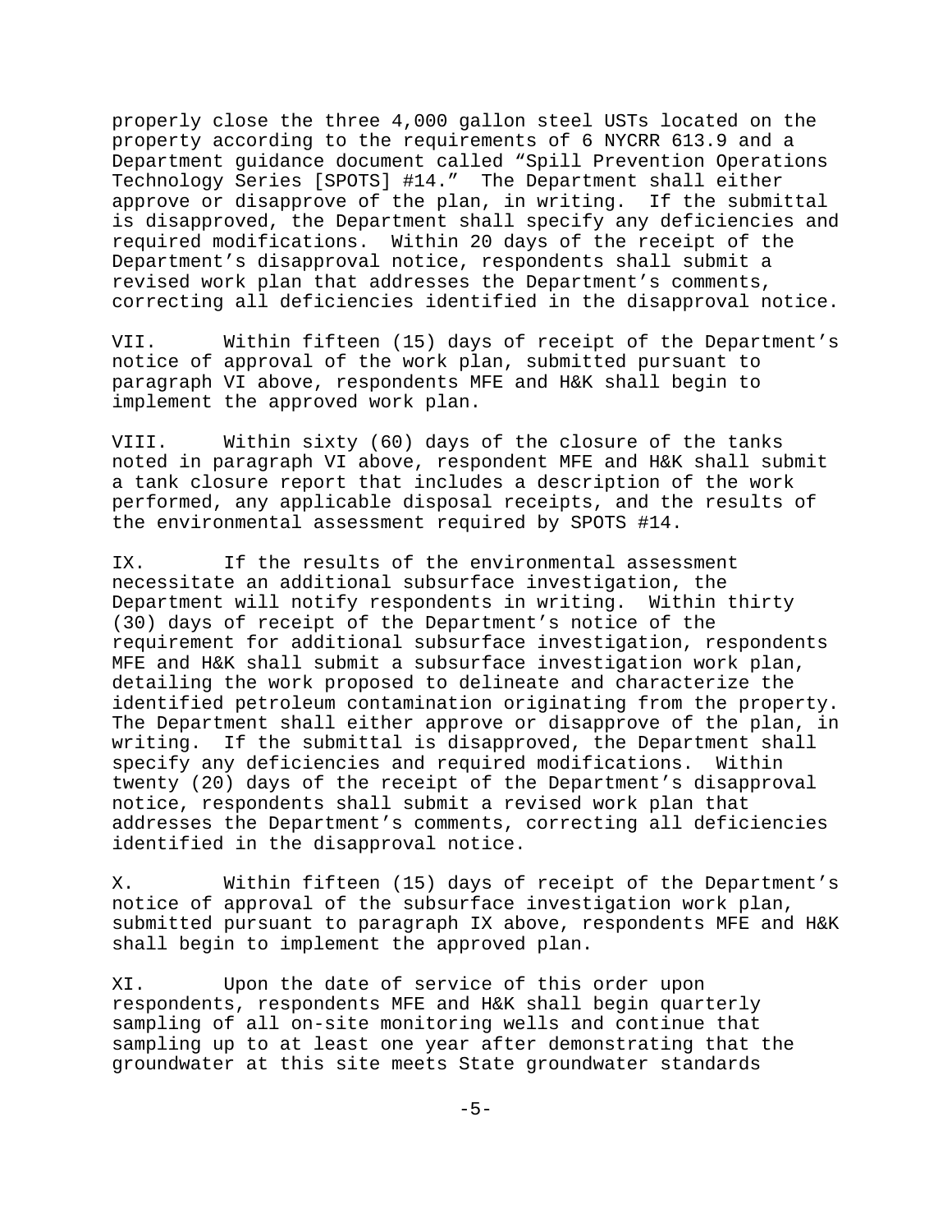properly close the three 4,000 gallon steel USTs located on the property according to the requirements of 6 NYCRR 613.9 and a Department guidance document called "Spill Prevention Operations Technology Series [SPOTS] #14." The Department shall either approve or disapprove of the plan, in writing. If the submittal is disapproved, the Department shall specify any deficiencies and required modifications. Within 20 days of the receipt of the Department's disapproval notice, respondents shall submit a revised work plan that addresses the Department's comments, correcting all deficiencies identified in the disapproval notice.

VII. Within fifteen (15) days of receipt of the Department's notice of approval of the work plan, submitted pursuant to paragraph VI above, respondents MFE and H&K shall begin to implement the approved work plan.

VIII. Within sixty (60) days of the closure of the tanks noted in paragraph VI above, respondent MFE and H&K shall submit a tank closure report that includes a description of the work performed, any applicable disposal receipts, and the results of the environmental assessment required by SPOTS #14.

IX. If the results of the environmental assessment necessitate an additional subsurface investigation, the Department will notify respondents in writing. Within thirty (30) days of receipt of the Department's notice of the requirement for additional subsurface investigation, respondents MFE and H&K shall submit a subsurface investigation work plan, detailing the work proposed to delineate and characterize the identified petroleum contamination originating from the property. The Department shall either approve or disapprove of the plan, in writing. If the submittal is disapproved, the Department shall specify any deficiencies and required modifications. Within twenty (20) days of the receipt of the Department's disapproval notice, respondents shall submit a revised work plan that addresses the Department's comments, correcting all deficiencies identified in the disapproval notice.

X. Within fifteen (15) days of receipt of the Department's notice of approval of the subsurface investigation work plan, submitted pursuant to paragraph IX above, respondents MFE and H&K shall begin to implement the approved plan.

XI. Upon the date of service of this order upon respondents, respondents MFE and H&K shall begin quarterly sampling of all on-site monitoring wells and continue that sampling up to at least one year after demonstrating that the groundwater at this site meets State groundwater standards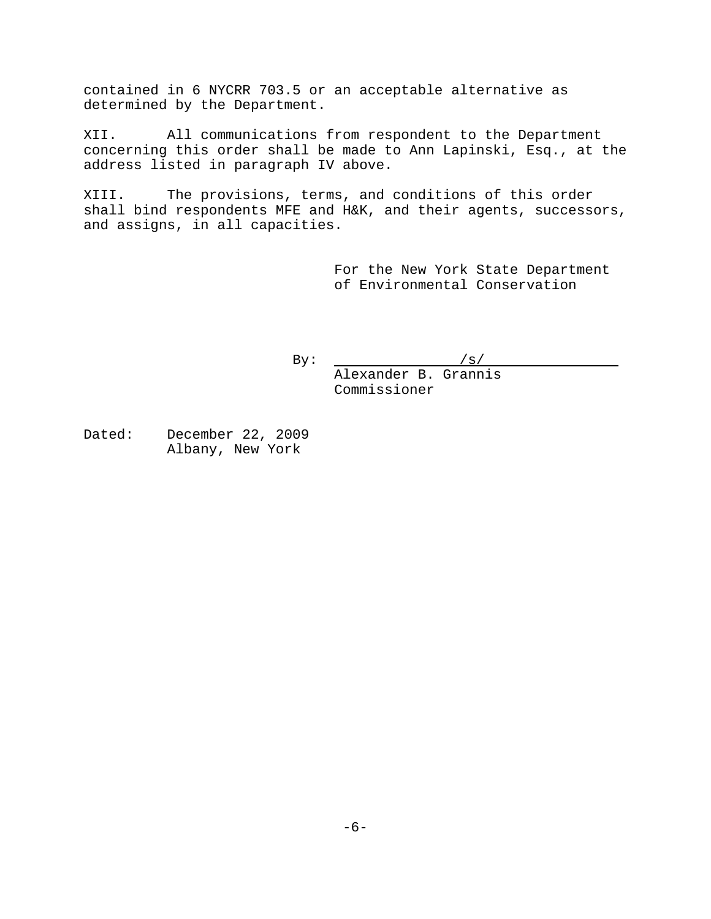contained in 6 NYCRR 703.5 or an acceptable alternative as determined by the Department.

XII. All communications from respondent to the Department concerning this order shall be made to Ann Lapinski, Esq., at the address listed in paragraph IV above.

XIII. The provisions, terms, and conditions of this order shall bind respondents MFE and H&K, and their agents, successors, and assigns, in all capacities.

For the New York State Department of Environmental Conservation

By: /s/
Alexander B. Grannis
Commissioner

Dated: December 22, 2009
Albany, New York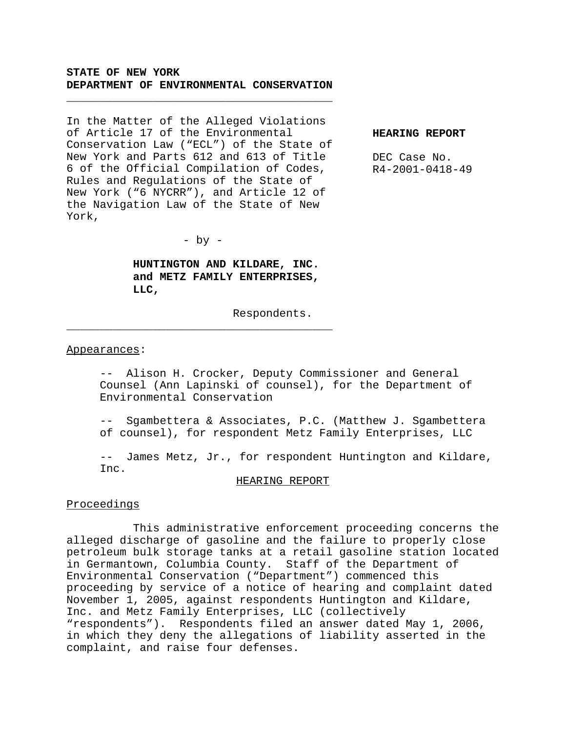**STATE OF NEW YORK**
**DEPARTMENT OF ENVIRONMENTAL CONSERVATION**

---

In the Matter of the Alleged Violations of Article 17 of the Environmental Conservation Law ("ECL") of the State of New York and Parts 612 and 613 of Title 6 of the Official Compilation of Codes, Rules and Regulations of the State of New York ("6 NYCRR"), and Article 12 of the Navigation Law of the State of New York,

- by -

**HUNTINGTON AND KILDARE, INC. and METZ FAMILY ENTERPRISES, LLC,**

Respondents.

**HEARING REPORT**

DEC Case No. R4-2001-0418-49

---

Appearances:

-- Alison H. Crocker, Deputy Commissioner and General Counsel (Ann Lapinski of counsel), for the Department of Environmental Conservation

-- Sgambettera & Associates, P.C. (Matthew J. Sgambettera of counsel), for respondent Metz Family Enterprises, LLC

-- James Metz, Jr., for respondent Huntington and Kildare, Inc.

HEARING REPORT

Proceedings

This administrative enforcement proceeding concerns the alleged discharge of gasoline and the failure to properly close petroleum bulk storage tanks at a retail gasoline station located in Germantown, Columbia County. Staff of the Department of Environmental Conservation ("Department") commenced this proceeding by service of a notice of hearing and complaint dated November 1, 2005, against respondents Huntington and Kildare, Inc. and Metz Family Enterprises, LLC (collectively "respondents"). Respondents filed an answer dated May 1, 2006, in which they deny the allegations of liability asserted in the complaint, and raise four defenses.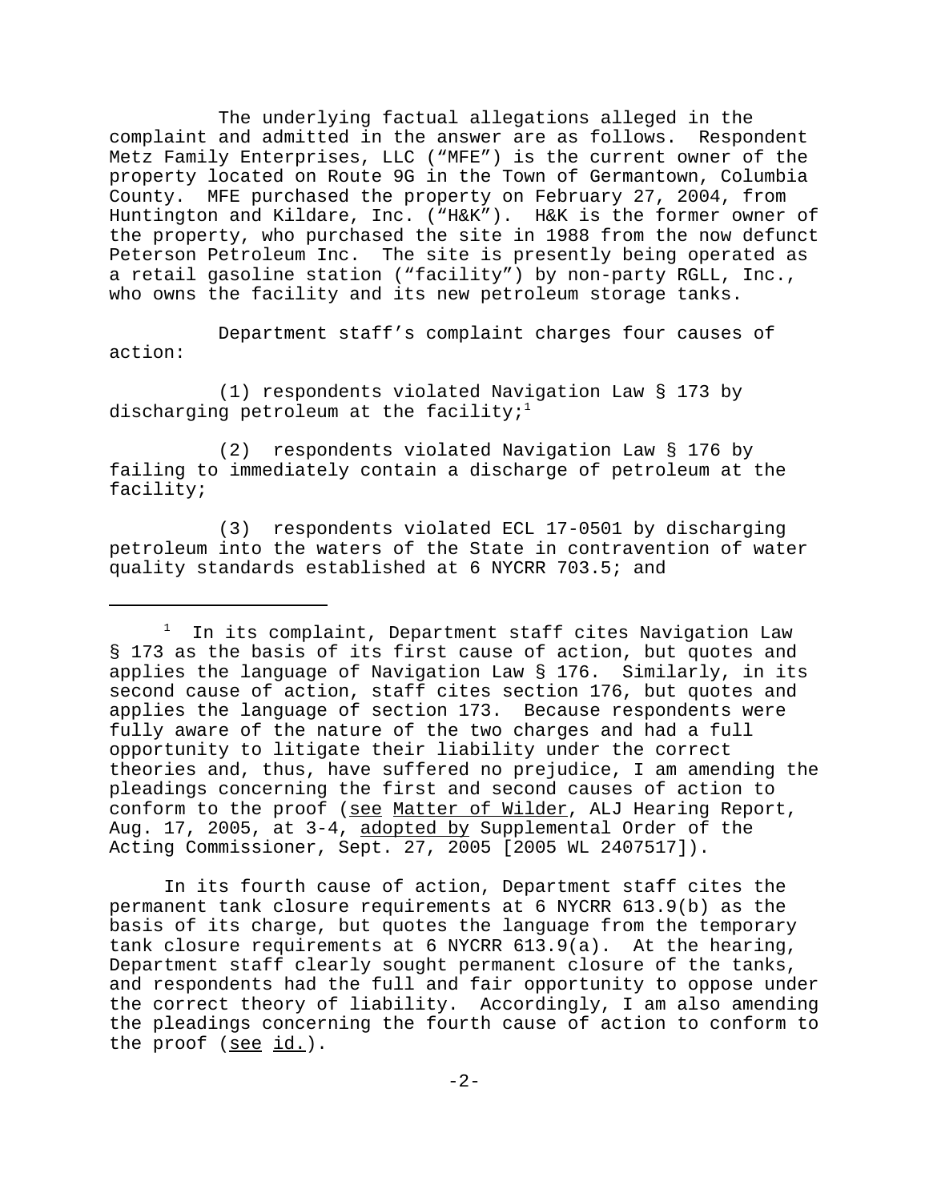The underlying factual allegations alleged in the complaint and admitted in the answer are as follows. Respondent Metz Family Enterprises, LLC ("MFE") is the current owner of the property located on Route 9G in the Town of Germantown, Columbia County. MFE purchased the property on February 27, 2004, from Huntington and Kildare, Inc. ("H&K"). H&K is the former owner of the property, who purchased the site in 1988 from the now defunct Peterson Petroleum Inc. The site is presently being operated as a retail gasoline station ("facility") by non-party RGLL, Inc., who owns the facility and its new petroleum storage tanks.

Department staff's complaint charges four causes of action:

(1) respondents violated Navigation Law § 173 by discharging petroleum at the facility;[1]

(2) respondents violated Navigation Law § 176 by failing to immediately contain a discharge of petroleum at the facility;

(3) respondents violated ECL 17-0501 by discharging petroleum into the waters of the State in contravention of water quality standards established at 6 NYCRR 703.5; and

---

[1] In its complaint, Department staff cites Navigation Law § 173 as the basis of its first cause of action, but quotes and applies the language of Navigation Law § 176. Similarly, in its second cause of action, staff cites section 176, but quotes and applies the language of section 173. Because respondents were fully aware of the nature of the two charges and had a full opportunity to litigate their liability under the correct theories and, thus, have suffered no prejudice, I am amending the pleadings concerning the first and second causes of action to conform to the proof (see Matter of Wilder, ALJ Hearing Report, Aug. 17, 2005, at 3-4, adopted by Supplemental Order of the Acting Commissioner, Sept. 27, 2005 [2005 WL 2407517]).

In its fourth cause of action, Department staff cites the permanent tank closure requirements at 6 NYCRR 613.9(b) as the basis of its charge, but quotes the language from the temporary tank closure requirements at 6 NYCRR 613.9(a). At the hearing, Department staff clearly sought permanent closure of the tanks, and respondents had the full and fair opportunity to oppose under the correct theory of liability. Accordingly, I am also amending the pleadings concerning the fourth cause of action to conform to the proof (see id.).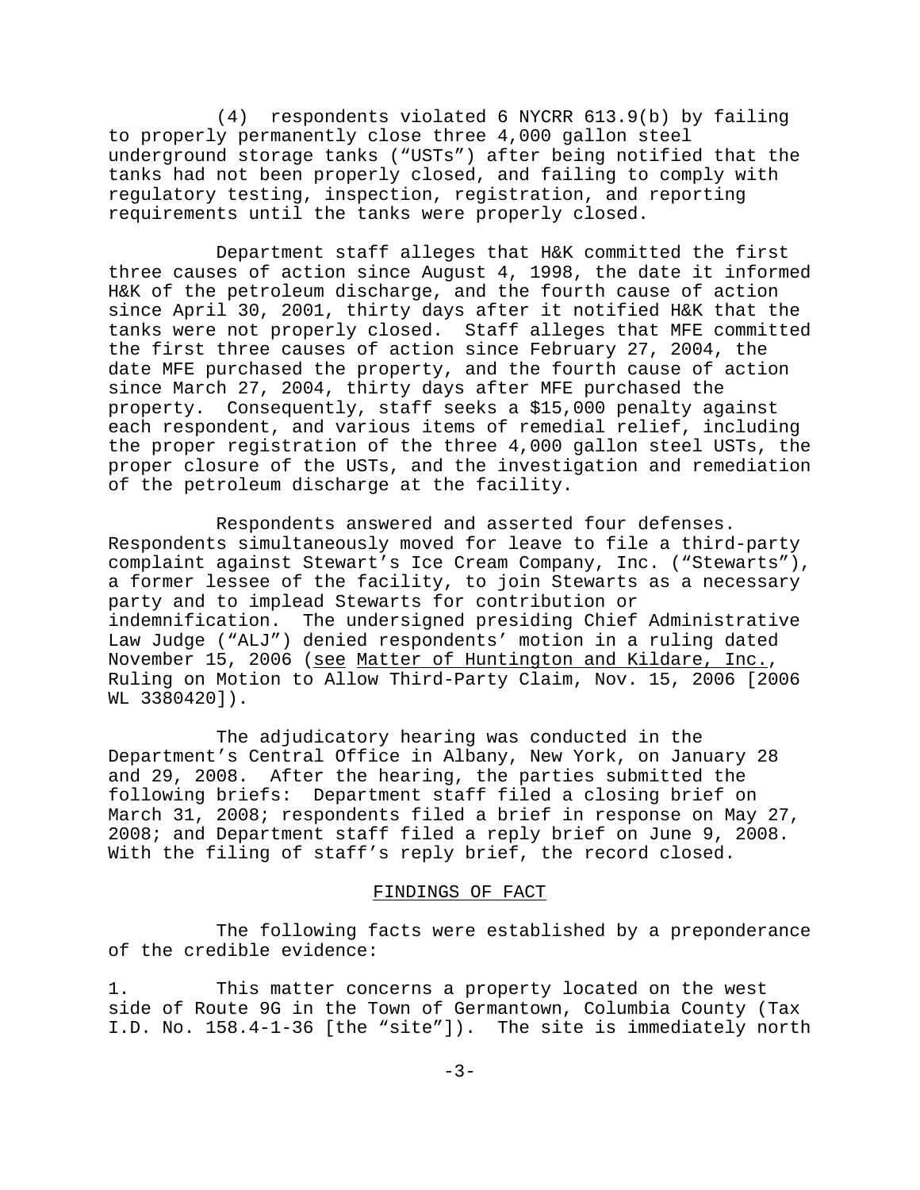(4) respondents violated 6 NYCRR 613.9(b) by failing to properly permanently close three 4,000 gallon steel underground storage tanks ("USTs") after being notified that the tanks had not been properly closed, and failing to comply with regulatory testing, inspection, registration, and reporting requirements until the tanks were properly closed.

Department staff alleges that H&K committed the first three causes of action since August 4, 1998, the date it informed H&K of the petroleum discharge, and the fourth cause of action since April 30, 2001, thirty days after it notified H&K that the tanks were not properly closed. Staff alleges that MFE committed the first three causes of action since February 27, 2004, the date MFE purchased the property, and the fourth cause of action since March 27, 2004, thirty days after MFE purchased the property. Consequently, staff seeks a $15,000 penalty against each respondent, and various items of remedial relief, including the proper registration of the three 4,000 gallon steel USTs, the proper closure of the USTs, and the investigation and remediation of the petroleum discharge at the facility.

Respondents answered and asserted four defenses. Respondents simultaneously moved for leave to file a third-party complaint against Stewart's Ice Cream Company, Inc. ("Stewarts"), a former lessee of the facility, to join Stewarts as a necessary party and to implead Stewarts for contribution or indemnification. The undersigned presiding Chief Administrative Law Judge ("ALJ") denied respondents' motion in a ruling dated November 15, 2006 (see Matter of Huntington and Kildare, Inc., Ruling on Motion to Allow Third-Party Claim, Nov. 15, 2006 [2006 WL 3380420]).

The adjudicatory hearing was conducted in the Department's Central Office in Albany, New York, on January 28 and 29, 2008. After the hearing, the parties submitted the following briefs: Department staff filed a closing brief on March 31, 2008; respondents filed a brief in response on May 27, 2008; and Department staff filed a reply brief on June 9, 2008. With the filing of staff's reply brief, the record closed.

## FINDINGS OF FACT

The following facts were established by a preponderance of the credible evidence:

1. This matter concerns a property located on the west side of Route 9G in the Town of Germantown, Columbia County (Tax I.D. No. 158.4-1-36 [the "site"]). The site is immediately north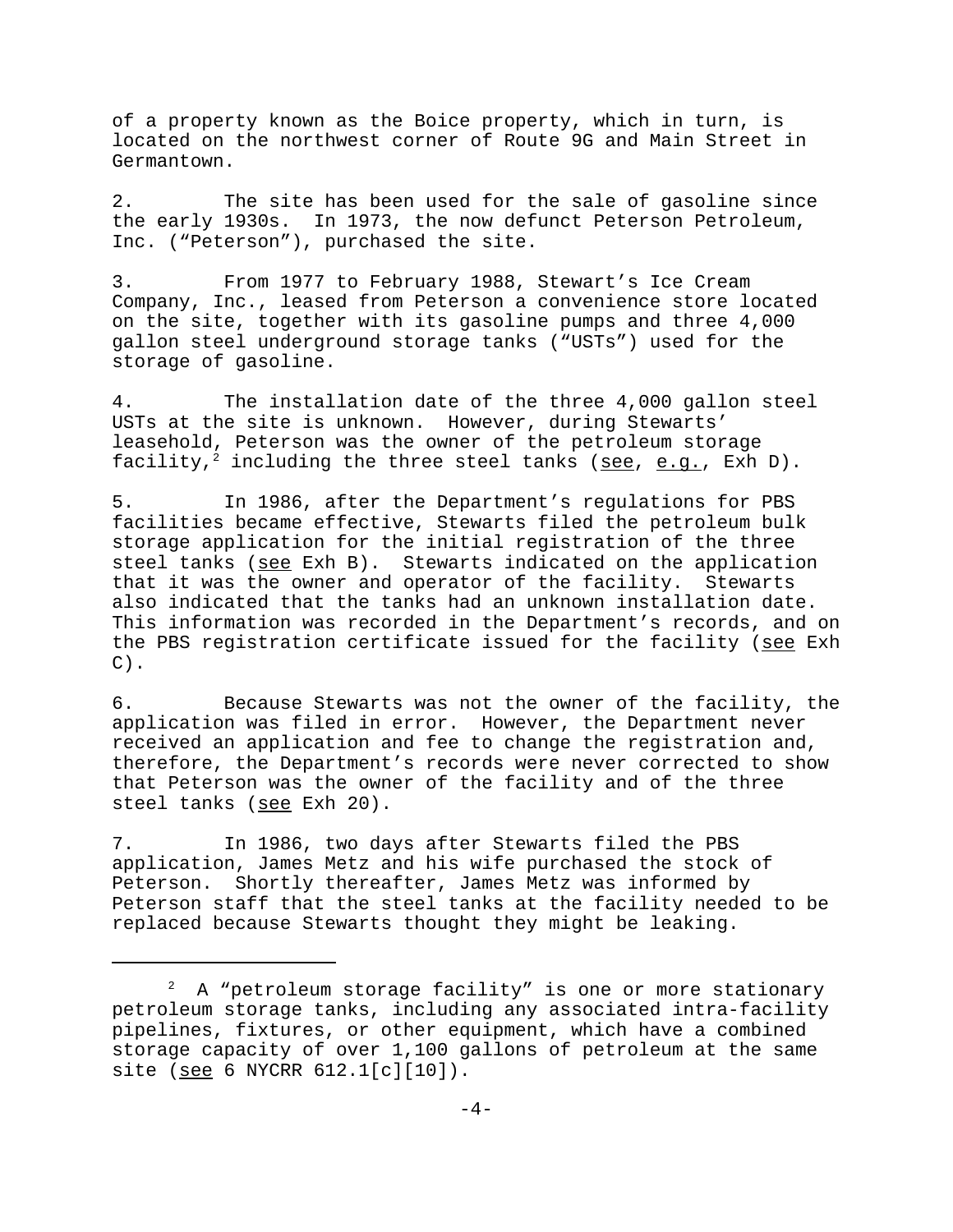of a property known as the Boice property, which in turn, is located on the northwest corner of Route 9G and Main Street in Germantown.

2. The site has been used for the sale of gasoline since the early 1930s. In 1973, the now defunct Peterson Petroleum, Inc. ("Peterson"), purchased the site.

3. From 1977 to February 1988, Stewart's Ice Cream Company, Inc., leased from Peterson a convenience store located on the site, together with its gasoline pumps and three 4,000 gallon steel underground storage tanks ("USTs") used for the storage of gasoline.

4. The installation date of the three 4,000 gallon steel USTs at the site is unknown. However, during Stewarts' leasehold, Peterson was the owner of the petroleum storage facility,[2] including the three steel tanks (see, e.g., Exh D).

5. In 1986, after the Department's regulations for PBS facilities became effective, Stewarts filed the petroleum bulk storage application for the initial registration of the three steel tanks (see Exh B). Stewarts indicated on the application that it was the owner and operator of the facility. Stewarts also indicated that the tanks had an unknown installation date. This information was recorded in the Department's records, and on the PBS registration certificate issued for the facility (see Exh C).

6. Because Stewarts was not the owner of the facility, the application was filed in error. However, the Department never received an application and fee to change the registration and, therefore, the Department's records were never corrected to show that Peterson was the owner of the facility and of the three steel tanks (see Exh 20).

7. In 1986, two days after Stewarts filed the PBS application, James Metz and his wife purchased the stock of Peterson. Shortly thereafter, James Metz was informed by Peterson staff that the steel tanks at the facility needed to be replaced because Stewarts thought they might be leaking.

---

[2] A "petroleum storage facility" is one or more stationary petroleum storage tanks, including any associated intra-facility pipelines, fixtures, or other equipment, which have a combined storage capacity of over 1,100 gallons of petroleum at the same site (see 6 NYCRR 612.1[c][10]).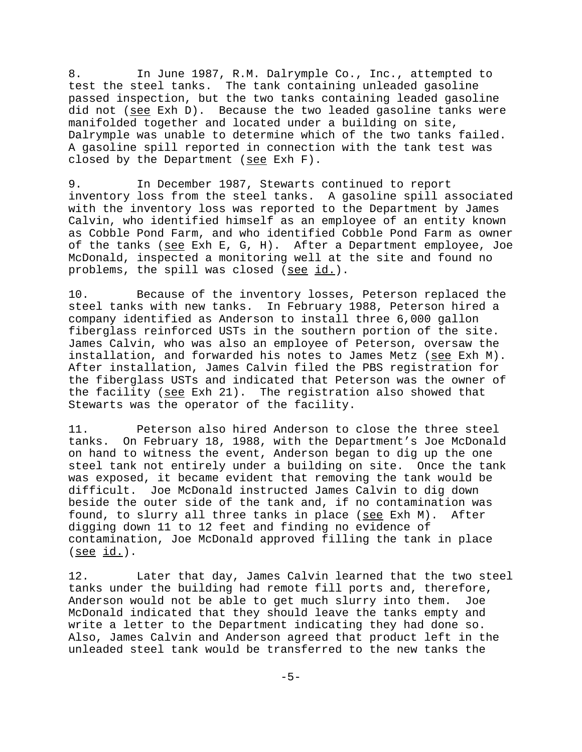8. In June 1987, R.M. Dalrymple Co., Inc., attempted to test the steel tanks. The tank containing unleaded gasoline passed inspection, but the two tanks containing leaded gasoline did not (see Exh D). Because the two leaded gasoline tanks were manifolded together and located under a building on site, Dalrymple was unable to determine which of the two tanks failed. A gasoline spill reported in connection with the tank test was closed by the Department (see Exh F).

9. In December 1987, Stewarts continued to report inventory loss from the steel tanks. A gasoline spill associated with the inventory loss was reported to the Department by James Calvin, who identified himself as an employee of an entity known as Cobble Pond Farm, and who identified Cobble Pond Farm as owner of the tanks (see Exh E, G, H). After a Department employee, Joe McDonald, inspected a monitoring well at the site and found no problems, the spill was closed (see id.).

10. Because of the inventory losses, Peterson replaced the steel tanks with new tanks. In February 1988, Peterson hired a company identified as Anderson to install three 6,000 gallon fiberglass reinforced USTs in the southern portion of the site. James Calvin, who was also an employee of Peterson, oversaw the installation, and forwarded his notes to James Metz (see Exh M). After installation, James Calvin filed the PBS registration for the fiberglass USTs and indicated that Peterson was the owner of the facility (see Exh 21). The registration also showed that Stewarts was the operator of the facility.

11. Peterson also hired Anderson to close the three steel tanks. On February 18, 1988, with the Department's Joe McDonald on hand to witness the event, Anderson began to dig up the one steel tank not entirely under a building on site. Once the tank was exposed, it became evident that removing the tank would be difficult. Joe McDonald instructed James Calvin to dig down beside the outer side of the tank and, if no contamination was found, to slurry all three tanks in place (see Exh M). After digging down 11 to 12 feet and finding no evidence of contamination, Joe McDonald approved filling the tank in place (see id.).

12. Later that day, James Calvin learned that the two steel tanks under the building had remote fill ports and, therefore, Anderson would not be able to get much slurry into them. Joe McDonald indicated that they should leave the tanks empty and write a letter to the Department indicating they had done so. Also, James Calvin and Anderson agreed that product left in the unleaded steel tank would be transferred to the new tanks the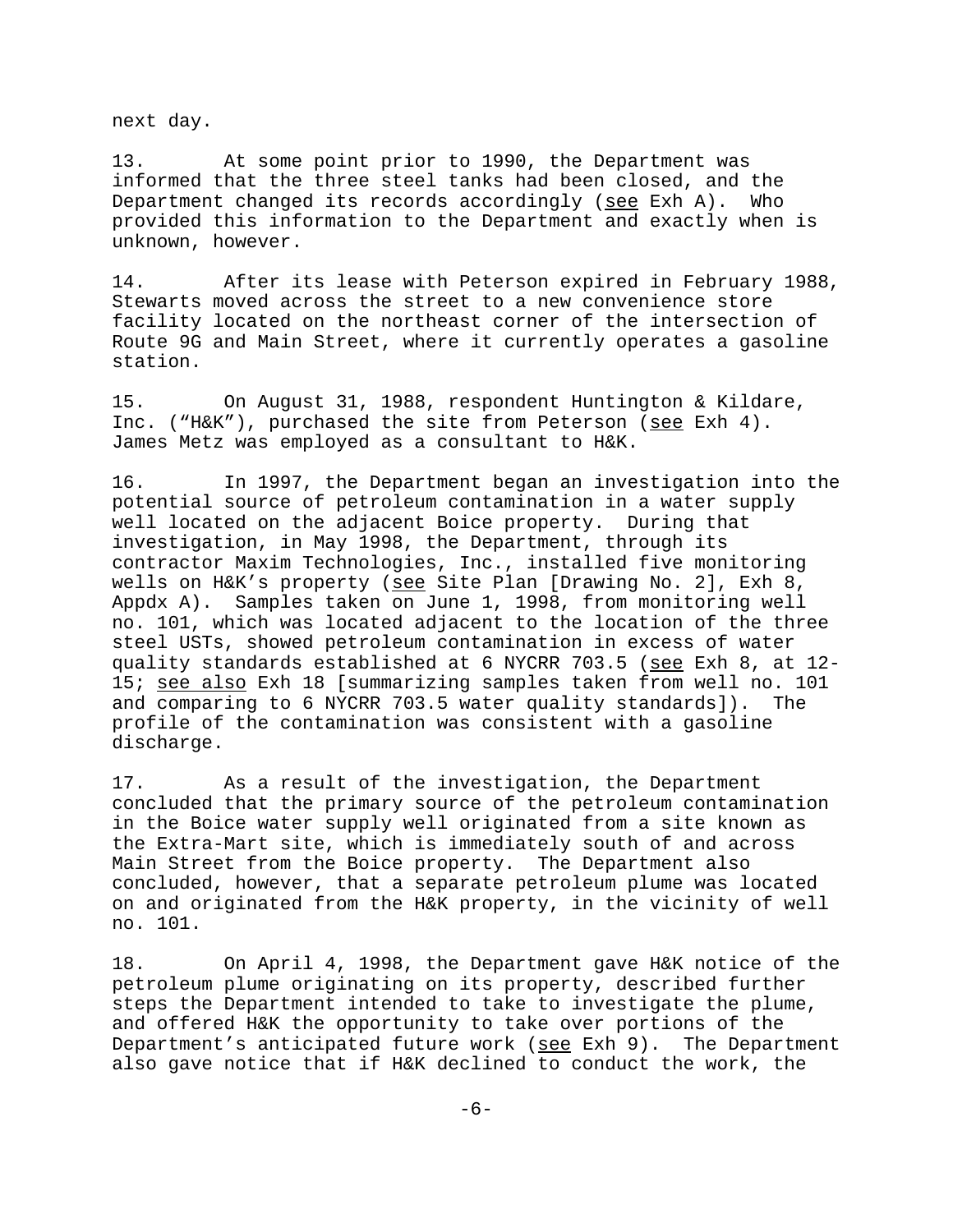next day.

13. At some point prior to 1990, the Department was informed that the three steel tanks had been closed, and the Department changed its records accordingly (see Exh A). Who provided this information to the Department and exactly when is unknown, however.

14. After its lease with Peterson expired in February 1988, Stewarts moved across the street to a new convenience store facility located on the northeast corner of the intersection of Route 9G and Main Street, where it currently operates a gasoline station.

15. On August 31, 1988, respondent Huntington & Kildare, Inc. ("H&K"), purchased the site from Peterson (see Exh 4). James Metz was employed as a consultant to H&K.

16. In 1997, the Department began an investigation into the potential source of petroleum contamination in a water supply well located on the adjacent Boice property. During that investigation, in May 1998, the Department, through its contractor Maxim Technologies, Inc., installed five monitoring wells on H&K's property (see Site Plan [Drawing No. 2], Exh 8, Appdx A). Samples taken on June 1, 1998, from monitoring well no. 101, which was located adjacent to the location of the three steel USTs, showed petroleum contamination in excess of water quality standards established at 6 NYCRR 703.5 (see Exh 8, at 12-15; see also Exh 18 [summarizing samples taken from well no. 101 and comparing to 6 NYCRR 703.5 water quality standards]). The profile of the contamination was consistent with a gasoline discharge.

17. As a result of the investigation, the Department concluded that the primary source of the petroleum contamination in the Boice water supply well originated from a site known as the Extra-Mart site, which is immediately south of and across Main Street from the Boice property. The Department also concluded, however, that a separate petroleum plume was located on and originated from the H&K property, in the vicinity of well no. 101.

18. On April 4, 1998, the Department gave H&K notice of the petroleum plume originating on its property, described further steps the Department intended to take to investigate the plume, and offered H&K the opportunity to take over portions of the Department's anticipated future work (see Exh 9). The Department also gave notice that if H&K declined to conduct the work, the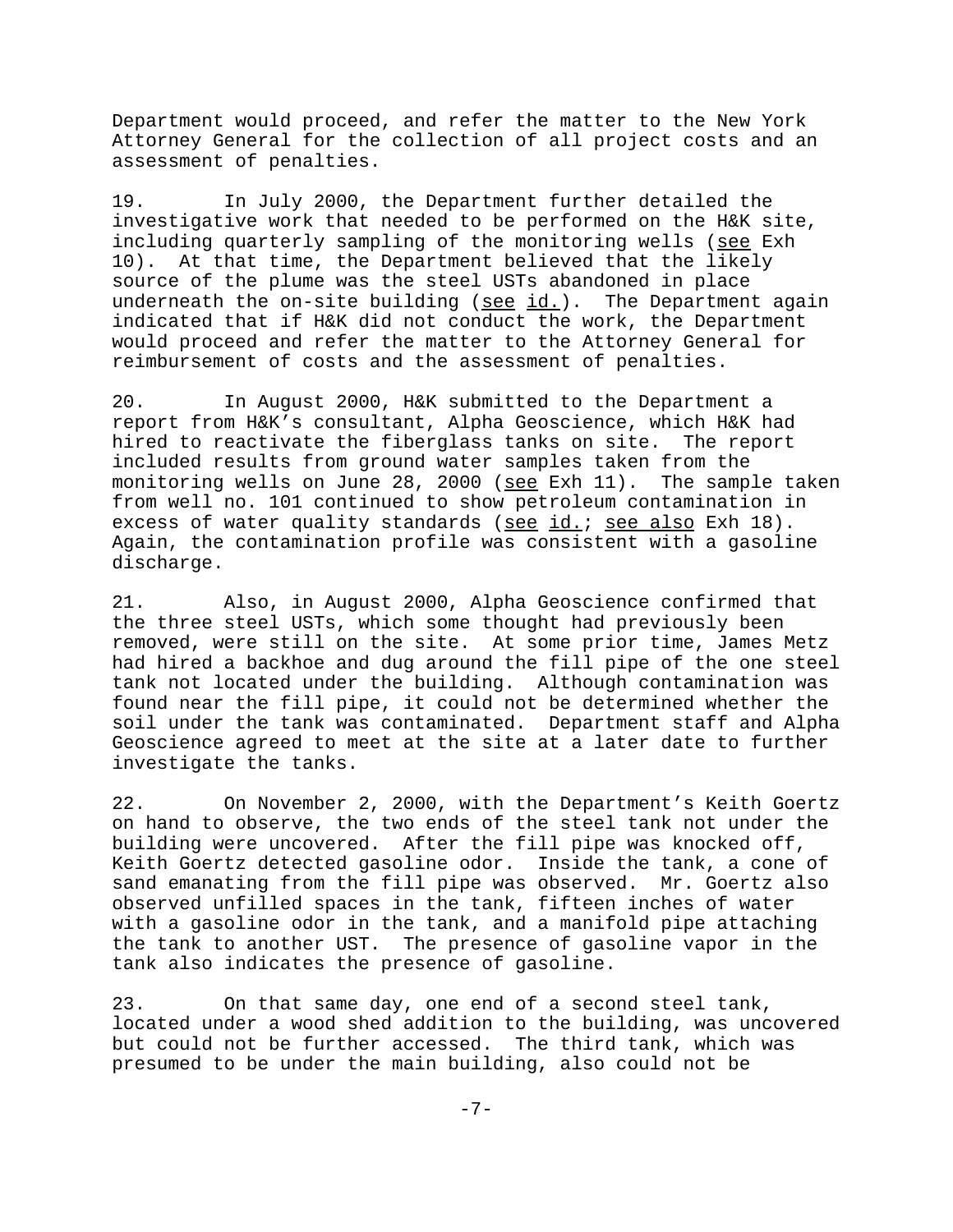Department would proceed, and refer the matter to the New York Attorney General for the collection of all project costs and an assessment of penalties.

19. In July 2000, the Department further detailed the investigative work that needed to be performed on the H&K site, including quarterly sampling of the monitoring wells (see Exh 10). At that time, the Department believed that the likely source of the plume was the steel USTs abandoned in place underneath the on-site building (see id.). The Department again indicated that if H&K did not conduct the work, the Department would proceed and refer the matter to the Attorney General for reimbursement of costs and the assessment of penalties.

20. In August 2000, H&K submitted to the Department a report from H&K's consultant, Alpha Geoscience, which H&K had hired to reactivate the fiberglass tanks on site. The report included results from ground water samples taken from the monitoring wells on June 28, 2000 (see Exh 11). The sample taken from well no. 101 continued to show petroleum contamination in excess of water quality standards (see id.; see also Exh 18). Again, the contamination profile was consistent with a gasoline discharge.

21. Also, in August 2000, Alpha Geoscience confirmed that the three steel USTs, which some thought had previously been removed, were still on the site. At some prior time, James Metz had hired a backhoe and dug around the fill pipe of the one steel tank not located under the building. Although contamination was found near the fill pipe, it could not be determined whether the soil under the tank was contaminated. Department staff and Alpha Geoscience agreed to meet at the site at a later date to further investigate the tanks.

22. On November 2, 2000, with the Department's Keith Goertz on hand to observe, the two ends of the steel tank not under the building were uncovered. After the fill pipe was knocked off, Keith Goertz detected gasoline odor. Inside the tank, a cone of sand emanating from the fill pipe was observed. Mr. Goertz also observed unfilled spaces in the tank, fifteen inches of water with a gasoline odor in the tank, and a manifold pipe attaching the tank to another UST. The presence of gasoline vapor in the tank also indicates the presence of gasoline.

23. On that same day, one end of a second steel tank, located under a wood shed addition to the building, was uncovered but could not be further accessed. The third tank, which was presumed to be under the main building, also could not be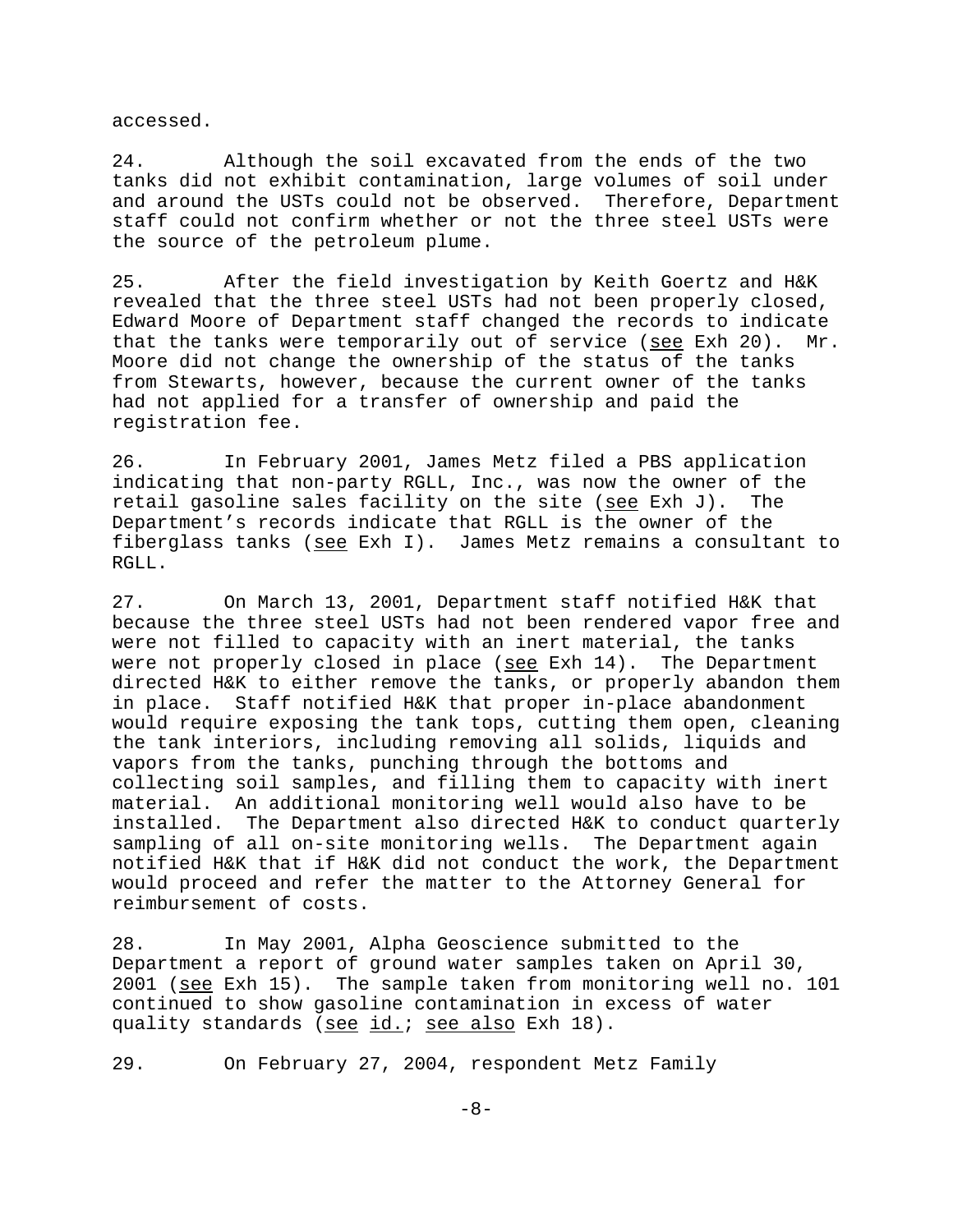accessed.

24. Although the soil excavated from the ends of the two tanks did not exhibit contamination, large volumes of soil under and around the USTs could not be observed. Therefore, Department staff could not confirm whether or not the three steel USTs were the source of the petroleum plume.

25. After the field investigation by Keith Goertz and H&K revealed that the three steel USTs had not been properly closed, Edward Moore of Department staff changed the records to indicate that the tanks were temporarily out of service (see Exh 20). Mr. Moore did not change the ownership of the status of the tanks from Stewarts, however, because the current owner of the tanks had not applied for a transfer of ownership and paid the registration fee.

26. In February 2001, James Metz filed a PBS application indicating that non-party RGLL, Inc., was now the owner of the retail gasoline sales facility on the site (see Exh J). The Department's records indicate that RGLL is the owner of the fiberglass tanks (see Exh I). James Metz remains a consultant to RGLL.

27. On March 13, 2001, Department staff notified H&K that because the three steel USTs had not been rendered vapor free and were not filled to capacity with an inert material, the tanks were not properly closed in place (see Exh 14). The Department directed H&K to either remove the tanks, or properly abandon them in place. Staff notified H&K that proper in-place abandonment would require exposing the tank tops, cutting them open, cleaning the tank interiors, including removing all solids, liquids and vapors from the tanks, punching through the bottoms and collecting soil samples, and filling them to capacity with inert material. An additional monitoring well would also have to be installed. The Department also directed H&K to conduct quarterly sampling of all on-site monitoring wells. The Department again notified H&K that if H&K did not conduct the work, the Department would proceed and refer the matter to the Attorney General for reimbursement of costs.

28. In May 2001, Alpha Geoscience submitted to the Department a report of ground water samples taken on April 30, 2001 (see Exh 15). The sample taken from monitoring well no. 101 continued to show gasoline contamination in excess of water quality standards (see id.; see also Exh 18).

29. On February 27, 2004, respondent Metz Family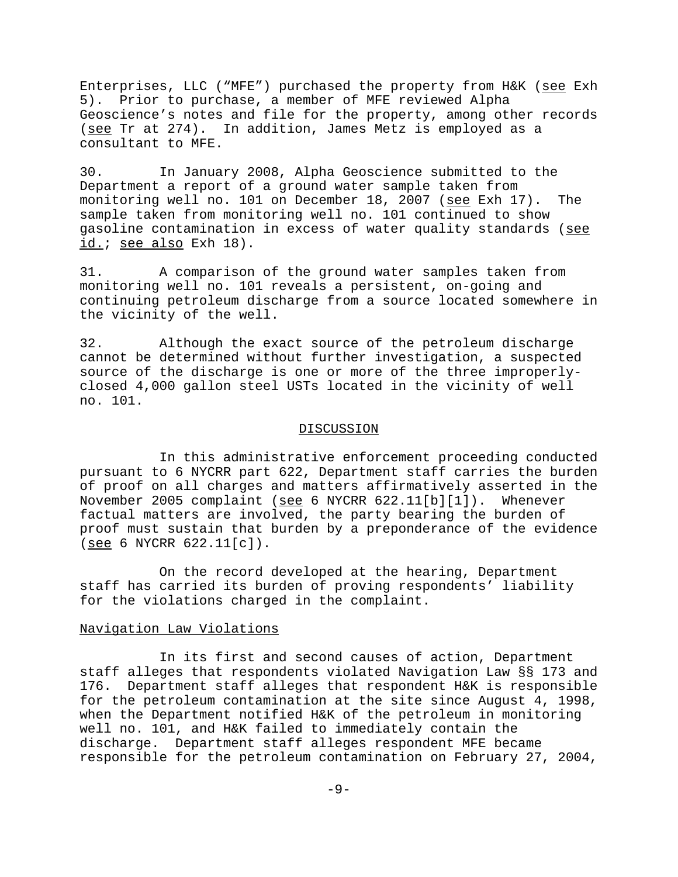Enterprises, LLC ("MFE") purchased the property from H&K (see Exh 5). Prior to purchase, a member of MFE reviewed Alpha Geoscience's notes and file for the property, among other records (see Tr at 274). In addition, James Metz is employed as a consultant to MFE.

30. In January 2008, Alpha Geoscience submitted to the Department a report of a ground water sample taken from monitoring well no. 101 on December 18, 2007 (see Exh 17). The sample taken from monitoring well no. 101 continued to show gasoline contamination in excess of water quality standards (see id.; see also Exh 18).

31. A comparison of the ground water samples taken from monitoring well no. 101 reveals a persistent, on-going and continuing petroleum discharge from a source located somewhere in the vicinity of the well.

32. Although the exact source of the petroleum discharge cannot be determined without further investigation, a suspected source of the discharge is one or more of the three improperly-closed 4,000 gallon steel USTs located in the vicinity of well no. 101.

## DISCUSSION

In this administrative enforcement proceeding conducted pursuant to 6 NYCRR part 622, Department staff carries the burden of proof on all charges and matters affirmatively asserted in the November 2005 complaint (see 6 NYCRR 622.11[b][1]). Whenever factual matters are involved, the party bearing the burden of proof must sustain that burden by a preponderance of the evidence (see 6 NYCRR 622.11[c]).

On the record developed at the hearing, Department staff has carried its burden of proving respondents' liability for the violations charged in the complaint.

### Navigation Law Violations

In its first and second causes of action, Department staff alleges that respondents violated Navigation Law §§ 173 and 176. Department staff alleges that respondent H&K is responsible for the petroleum contamination at the site since August 4, 1998, when the Department notified H&K of the petroleum in monitoring well no. 101, and H&K failed to immediately contain the discharge. Department staff alleges respondent MFE became responsible for the petroleum contamination on February 27, 2004,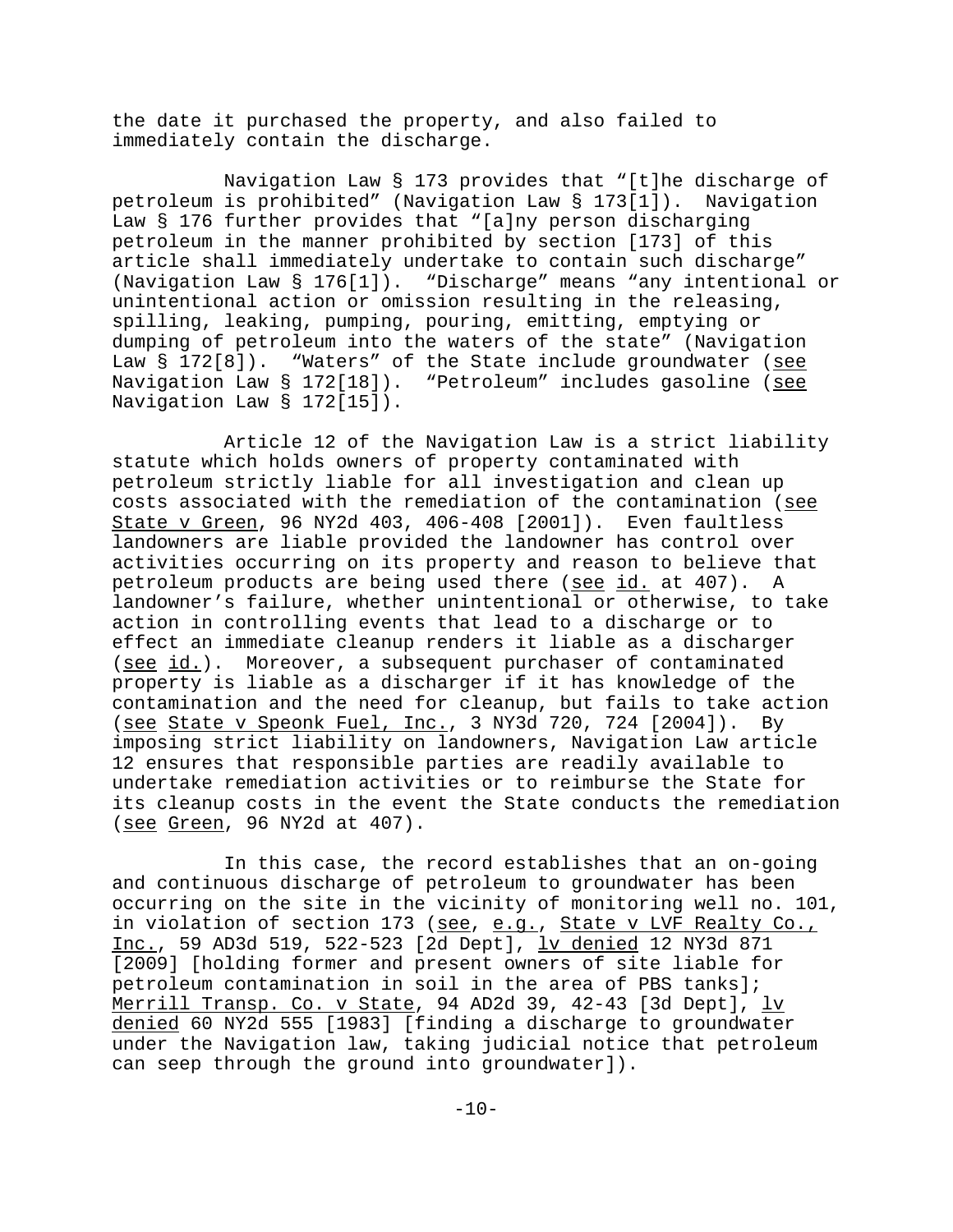the date it purchased the property, and also failed to immediately contain the discharge.

Navigation Law § 173 provides that "[t]he discharge of petroleum is prohibited" (Navigation Law § 173[1]). Navigation Law § 176 further provides that "[a]ny person discharging petroleum in the manner prohibited by section [173] of this article shall immediately undertake to contain such discharge" (Navigation Law § 176[1]). "Discharge" means "any intentional or unintentional action or omission resulting in the releasing, spilling, leaking, pumping, pouring, emitting, emptying or dumping of petroleum into the waters of the state" (Navigation Law § 172[8]). "Waters" of the State include groundwater (see Navigation Law § 172[18]). "Petroleum" includes gasoline (see Navigation Law § 172[15]).

Article 12 of the Navigation Law is a strict liability statute which holds owners of property contaminated with petroleum strictly liable for all investigation and clean up costs associated with the remediation of the contamination (see State v Green, 96 NY2d 403, 406-408 [2001]). Even faultless landowners are liable provided the landowner has control over activities occurring on its property and reason to believe that petroleum products are being used there (see id. at 407). A landowner's failure, whether unintentional or otherwise, to take action in controlling events that lead to a discharge or to effect an immediate cleanup renders it liable as a discharger (see id.). Moreover, a subsequent purchaser of contaminated property is liable as a discharger if it has knowledge of the contamination and the need for cleanup, but fails to take action (see State v Speonk Fuel, Inc., 3 NY3d 720, 724 [2004]). By imposing strict liability on landowners, Navigation Law article 12 ensures that responsible parties are readily available to undertake remediation activities or to reimburse the State for its cleanup costs in the event the State conducts the remediation (see Green, 96 NY2d at 407).

In this case, the record establishes that an on-going and continuous discharge of petroleum to groundwater has been occurring on the site in the vicinity of monitoring well no. 101, in violation of section 173 (see, e.g., State v LVF Realty Co., Inc., 59 AD3d 519, 522-523 [2d Dept], lv denied 12 NY3d 871 [2009] [holding former and present owners of site liable for petroleum contamination in soil in the area of PBS tanks]; Merrill Transp. Co. v State, 94 AD2d 39, 42-43 [3d Dept], lv denied 60 NY2d 555 [1983] [finding a discharge to groundwater under the Navigation law, taking judicial notice that petroleum can seep through the ground into groundwater]).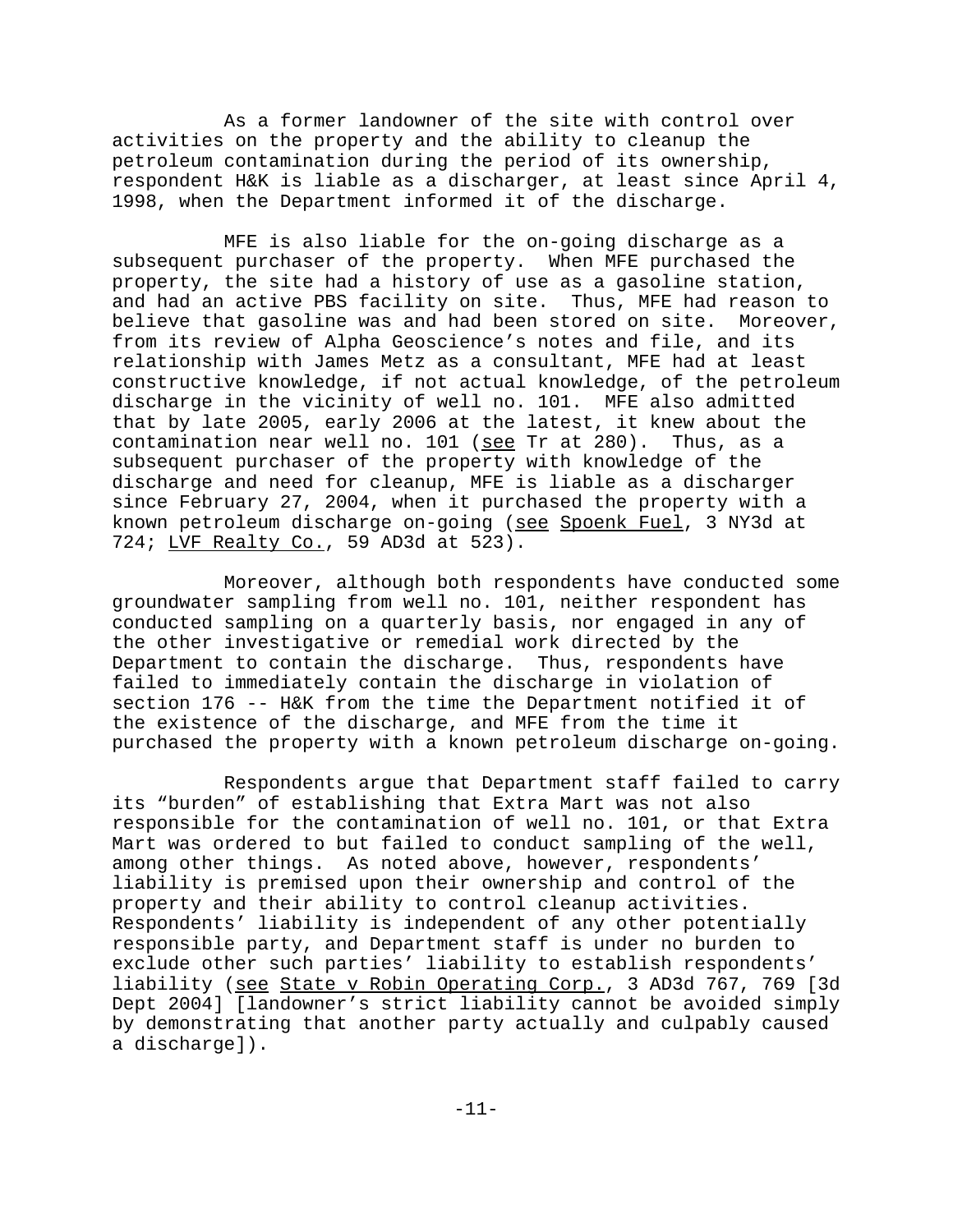As a former landowner of the site with control over activities on the property and the ability to cleanup the petroleum contamination during the period of its ownership, respondent H&K is liable as a discharger, at least since April 4, 1998, when the Department informed it of the discharge.

MFE is also liable for the on-going discharge as a subsequent purchaser of the property. When MFE purchased the property, the site had a history of use as a gasoline station, and had an active PBS facility on site. Thus, MFE had reason to believe that gasoline was and had been stored on site. Moreover, from its review of Alpha Geoscience's notes and file, and its relationship with James Metz as a consultant, MFE had at least constructive knowledge, if not actual knowledge, of the petroleum discharge in the vicinity of well no. 101. MFE also admitted that by late 2005, early 2006 at the latest, it knew about the contamination near well no. 101 (see Tr at 280). Thus, as a subsequent purchaser of the property with knowledge of the discharge and need for cleanup, MFE is liable as a discharger since February 27, 2004, when it purchased the property with a known petroleum discharge on-going (see Spoenk Fuel, 3 NY3d at 724; LVF Realty Co., 59 AD3d at 523).

Moreover, although both respondents have conducted some groundwater sampling from well no. 101, neither respondent has conducted sampling on a quarterly basis, nor engaged in any of the other investigative or remedial work directed by the Department to contain the discharge. Thus, respondents have failed to immediately contain the discharge in violation of section 176 -- H&K from the time the Department notified it of the existence of the discharge, and MFE from the time it purchased the property with a known petroleum discharge on-going.

Respondents argue that Department staff failed to carry its "burden" of establishing that Extra Mart was not also responsible for the contamination of well no. 101, or that Extra Mart was ordered to but failed to conduct sampling of the well, among other things. As noted above, however, respondents' liability is premised upon their ownership and control of the property and their ability to control cleanup activities. Respondents' liability is independent of any other potentially responsible party, and Department staff is under no burden to exclude other such parties' liability to establish respondents' liability (see State v Robin Operating Corp., 3 AD3d 767, 769 [3d Dept 2004] [landowner's strict liability cannot be avoided simply by demonstrating that another party actually and culpably caused a discharge]).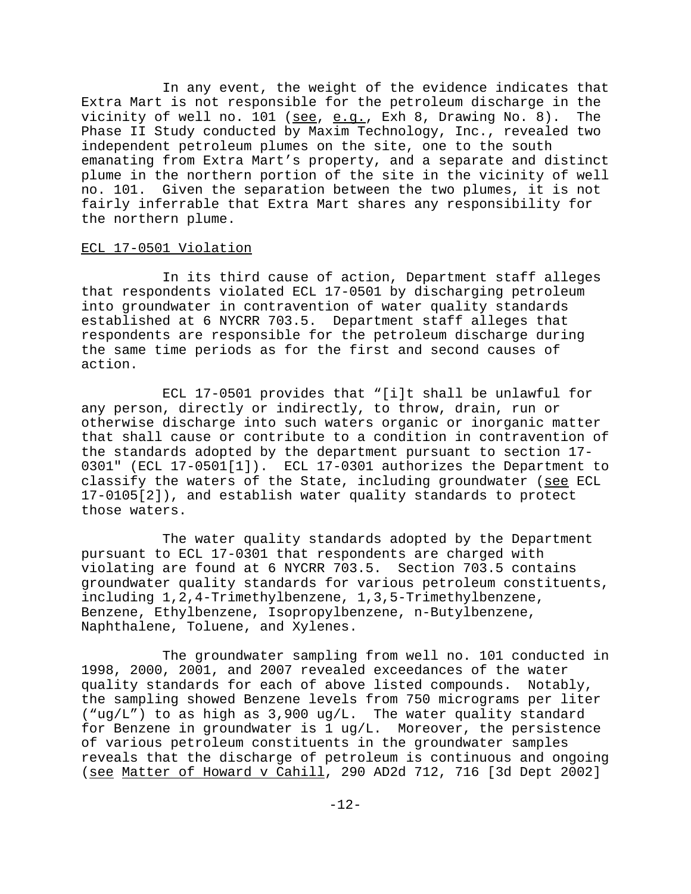In any event, the weight of the evidence indicates that Extra Mart is not responsible for the petroleum discharge in the vicinity of well no. 101 (see, e.g., Exh 8, Drawing No. 8). The Phase II Study conducted by Maxim Technology, Inc., revealed two independent petroleum plumes on the site, one to the south emanating from Extra Mart's property, and a separate and distinct plume in the northern portion of the site in the vicinity of well no. 101. Given the separation between the two plumes, it is not fairly inferrable that Extra Mart shares any responsibility for the northern plume.

ECL 17-0501 Violation

In its third cause of action, Department staff alleges that respondents violated ECL 17-0501 by discharging petroleum into groundwater in contravention of water quality standards established at 6 NYCRR 703.5. Department staff alleges that respondents are responsible for the petroleum discharge during the same time periods as for the first and second causes of action.

ECL 17-0501 provides that "[i]t shall be unlawful for any person, directly or indirectly, to throw, drain, run or otherwise discharge into such waters organic or inorganic matter that shall cause or contribute to a condition in contravention of the standards adopted by the department pursuant to section 17-0301" (ECL 17-0501[1]). ECL 17-0301 authorizes the Department to classify the waters of the State, including groundwater (see ECL 17-0105[2]), and establish water quality standards to protect those waters.

The water quality standards adopted by the Department pursuant to ECL 17-0301 that respondents are charged with violating are found at 6 NYCRR 703.5. Section 703.5 contains groundwater quality standards for various petroleum constituents, including 1,2,4-Trimethylbenzene, 1,3,5-Trimethylbenzene, Benzene, Ethylbenzene, Isopropylbenzene, n-Butylbenzene, Naphthalene, Toluene, and Xylenes.

The groundwater sampling from well no. 101 conducted in 1998, 2000, 2001, and 2007 revealed exceedances of the water quality standards for each of above listed compounds. Notably, the sampling showed Benzene levels from 750 micrograms per liter ("ug/L") to as high as 3,900 ug/L. The water quality standard for Benzene in groundwater is 1 ug/L. Moreover, the persistence of various petroleum constituents in the groundwater samples reveals that the discharge of petroleum is continuous and ongoing (see Matter of Howard v Cahill, 290 AD2d 712, 716 [3d Dept 2002]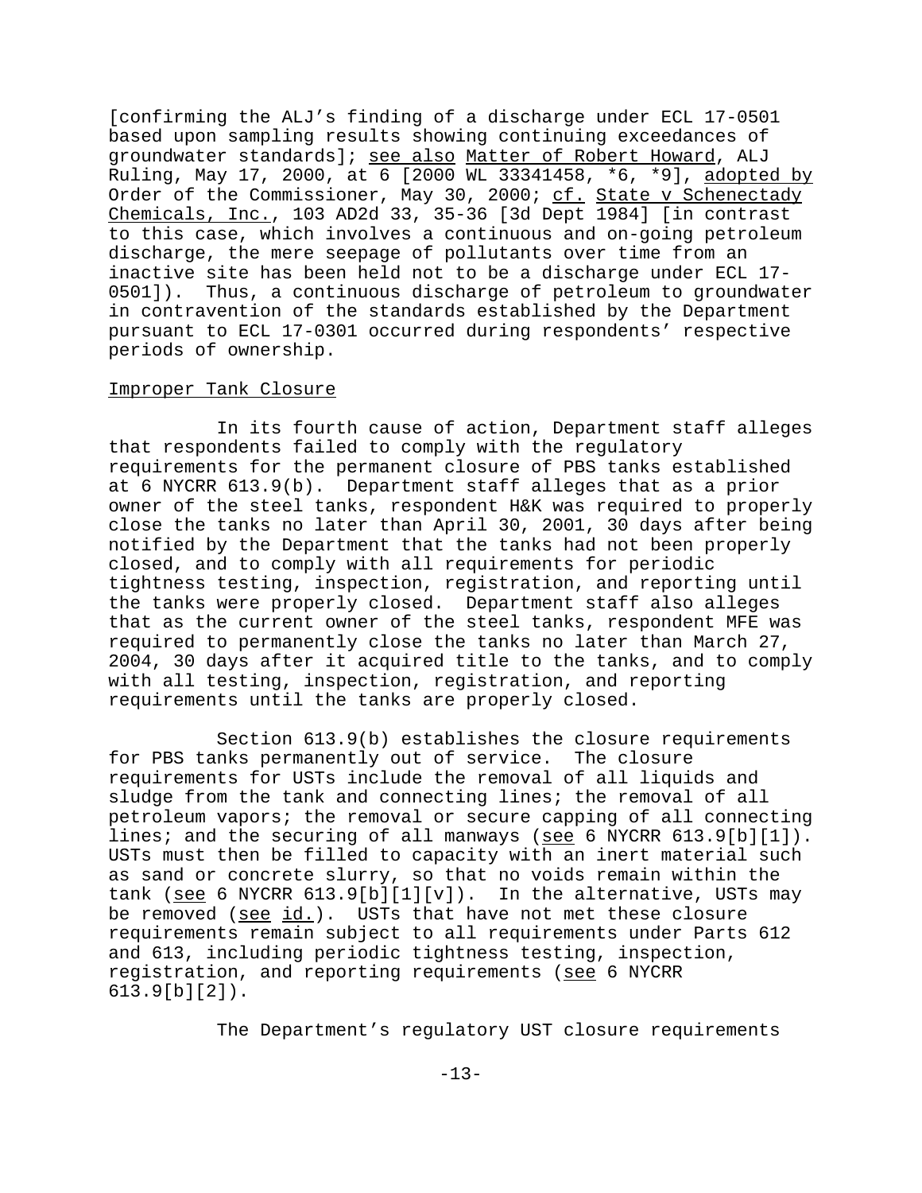[confirming the ALJ's finding of a discharge under ECL 17-0501 based upon sampling results showing continuing exceedances of groundwater standards]; see also Matter of Robert Howard, ALJ Ruling, May 17, 2000, at 6 [2000 WL 33341458, *6, *9], adopted by Order of the Commissioner, May 30, 2000; cf. State v Schenectady Chemicals, Inc., 103 AD2d 33, 35-36 [3d Dept 1984] [in contrast to this case, which involves a continuous and on-going petroleum discharge, the mere seepage of pollutants over time from an inactive site has been held not to be a discharge under ECL 17-0501]). Thus, a continuous discharge of petroleum to groundwater in contravention of the standards established by the Department pursuant to ECL 17-0301 occurred during respondents' respective periods of ownership.

Improper Tank Closure

In its fourth cause of action, Department staff alleges that respondents failed to comply with the regulatory requirements for the permanent closure of PBS tanks established at 6 NYCRR 613.9(b). Department staff alleges that as a prior owner of the steel tanks, respondent H&K was required to properly close the tanks no later than April 30, 2001, 30 days after being notified by the Department that the tanks had not been properly closed, and to comply with all requirements for periodic tightness testing, inspection, registration, and reporting until the tanks were properly closed. Department staff also alleges that as the current owner of the steel tanks, respondent MFE was required to permanently close the tanks no later than March 27, 2004, 30 days after it acquired title to the tanks, and to comply with all testing, inspection, registration, and reporting requirements until the tanks are properly closed.

Section 613.9(b) establishes the closure requirements for PBS tanks permanently out of service. The closure requirements for USTs include the removal of all liquids and sludge from the tank and connecting lines; the removal of all petroleum vapors; the removal or secure capping of all connecting lines; and the securing of all manways (see 6 NYCRR 613.9[b][1]). USTs must then be filled to capacity with an inert material such as sand or concrete slurry, so that no voids remain within the tank (see 6 NYCRR 613.9[b][1][v]). In the alternative, USTs may be removed (see id.). USTs that have not met these closure requirements remain subject to all requirements under Parts 612 and 613, including periodic tightness testing, inspection, registration, and reporting requirements (see 6 NYCRR 613.9[b][2]).

The Department's regulatory UST closure requirements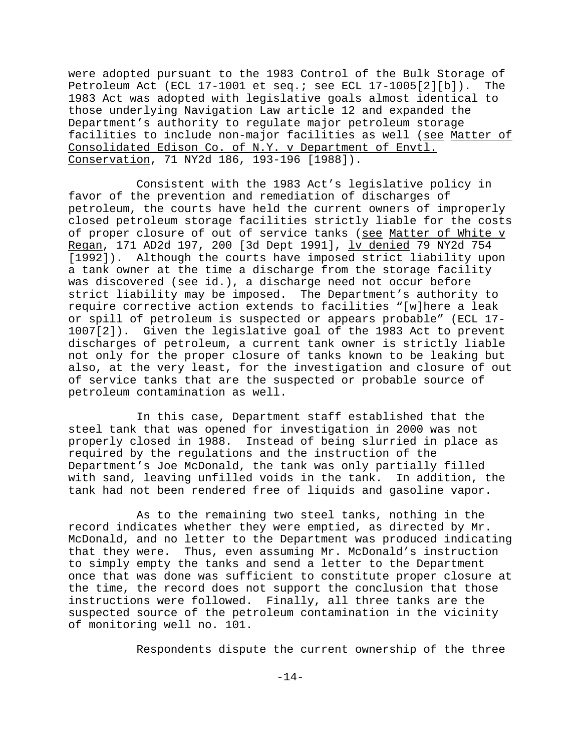were adopted pursuant to the 1983 Control of the Bulk Storage of Petroleum Act (ECL 17-1001 et seq.; see ECL 17-1005[2][b]). The 1983 Act was adopted with legislative goals almost identical to those underlying Navigation Law article 12 and expanded the Department's authority to regulate major petroleum storage facilities to include non-major facilities as well (see Matter of Consolidated Edison Co. of N.Y. v Department of Envtl. Conservation, 71 NY2d 186, 193-196 [1988]).

Consistent with the 1983 Act's legislative policy in favor of the prevention and remediation of discharges of petroleum, the courts have held the current owners of improperly closed petroleum storage facilities strictly liable for the costs of proper closure of out of service tanks (see Matter of White v Regan, 171 AD2d 197, 200 [3d Dept 1991], lv denied 79 NY2d 754 [1992]). Although the courts have imposed strict liability upon a tank owner at the time a discharge from the storage facility was discovered (see id.), a discharge need not occur before strict liability may be imposed. The Department's authority to require corrective action extends to facilities "[w]here a leak or spill of petroleum is suspected or appears probable" (ECL 17-1007[2]). Given the legislative goal of the 1983 Act to prevent discharges of petroleum, a current tank owner is strictly liable not only for the proper closure of tanks known to be leaking but also, at the very least, for the investigation and closure of out of service tanks that are the suspected or probable source of petroleum contamination as well.

In this case, Department staff established that the steel tank that was opened for investigation in 2000 was not properly closed in 1988. Instead of being slurried in place as required by the regulations and the instruction of the Department's Joe McDonald, the tank was only partially filled with sand, leaving unfilled voids in the tank. In addition, the tank had not been rendered free of liquids and gasoline vapor.

As to the remaining two steel tanks, nothing in the record indicates whether they were emptied, as directed by Mr. McDonald, and no letter to the Department was produced indicating that they were. Thus, even assuming Mr. McDonald's instruction to simply empty the tanks and send a letter to the Department once that was done was sufficient to constitute proper closure at the time, the record does not support the conclusion that those instructions were followed. Finally, all three tanks are the suspected source of the petroleum contamination in the vicinity of monitoring well no. 101.

Respondents dispute the current ownership of the three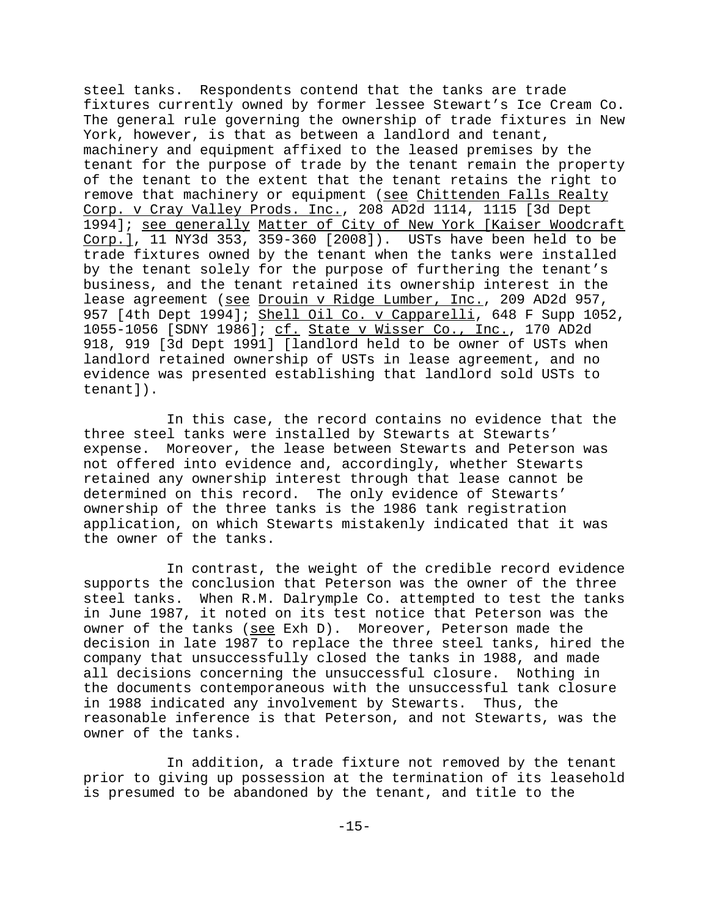steel tanks. Respondents contend that the tanks are trade fixtures currently owned by former lessee Stewart's Ice Cream Co. The general rule governing the ownership of trade fixtures in New York, however, is that as between a landlord and tenant, machinery and equipment affixed to the leased premises by the tenant for the purpose of trade by the tenant remain the property of the tenant to the extent that the tenant retains the right to remove that machinery or equipment (see Chittenden Falls Realty Corp. v Cray Valley Prods. Inc., 208 AD2d 1114, 1115 [3d Dept 1994]; see generally Matter of City of New York [Kaiser Woodcraft Corp.], 11 NY3d 353, 359-360 [2008]). USTs have been held to be trade fixtures owned by the tenant when the tanks were installed by the tenant solely for the purpose of furthering the tenant's business, and the tenant retained its ownership interest in the lease agreement (see Drouin v Ridge Lumber, Inc., 209 AD2d 957, 957 [4th Dept 1994]; Shell Oil Co. v Capparelli, 648 F Supp 1052, 1055-1056 [SDNY 1986]; cf. State v Wisser Co., Inc., 170 AD2d 918, 919 [3d Dept 1991] [landlord held to be owner of USTs when landlord retained ownership of USTs in lease agreement, and no evidence was presented establishing that landlord sold USTs to tenant]).

In this case, the record contains no evidence that the three steel tanks were installed by Stewarts at Stewarts' expense. Moreover, the lease between Stewarts and Peterson was not offered into evidence and, accordingly, whether Stewarts retained any ownership interest through that lease cannot be determined on this record. The only evidence of Stewarts' ownership of the three tanks is the 1986 tank registration application, on which Stewarts mistakenly indicated that it was the owner of the tanks.

In contrast, the weight of the credible record evidence supports the conclusion that Peterson was the owner of the three steel tanks. When R.M. Dalrymple Co. attempted to test the tanks in June 1987, it noted on its test notice that Peterson was the owner of the tanks (see Exh D). Moreover, Peterson made the decision in late 1987 to replace the three steel tanks, hired the company that unsuccessfully closed the tanks in 1988, and made all decisions concerning the unsuccessful closure. Nothing in the documents contemporaneous with the unsuccessful tank closure in 1988 indicated any involvement by Stewarts. Thus, the reasonable inference is that Peterson, and not Stewarts, was the owner of the tanks.

In addition, a trade fixture not removed by the tenant prior to giving up possession at the termination of its leasehold is presumed to be abandoned by the tenant, and title to the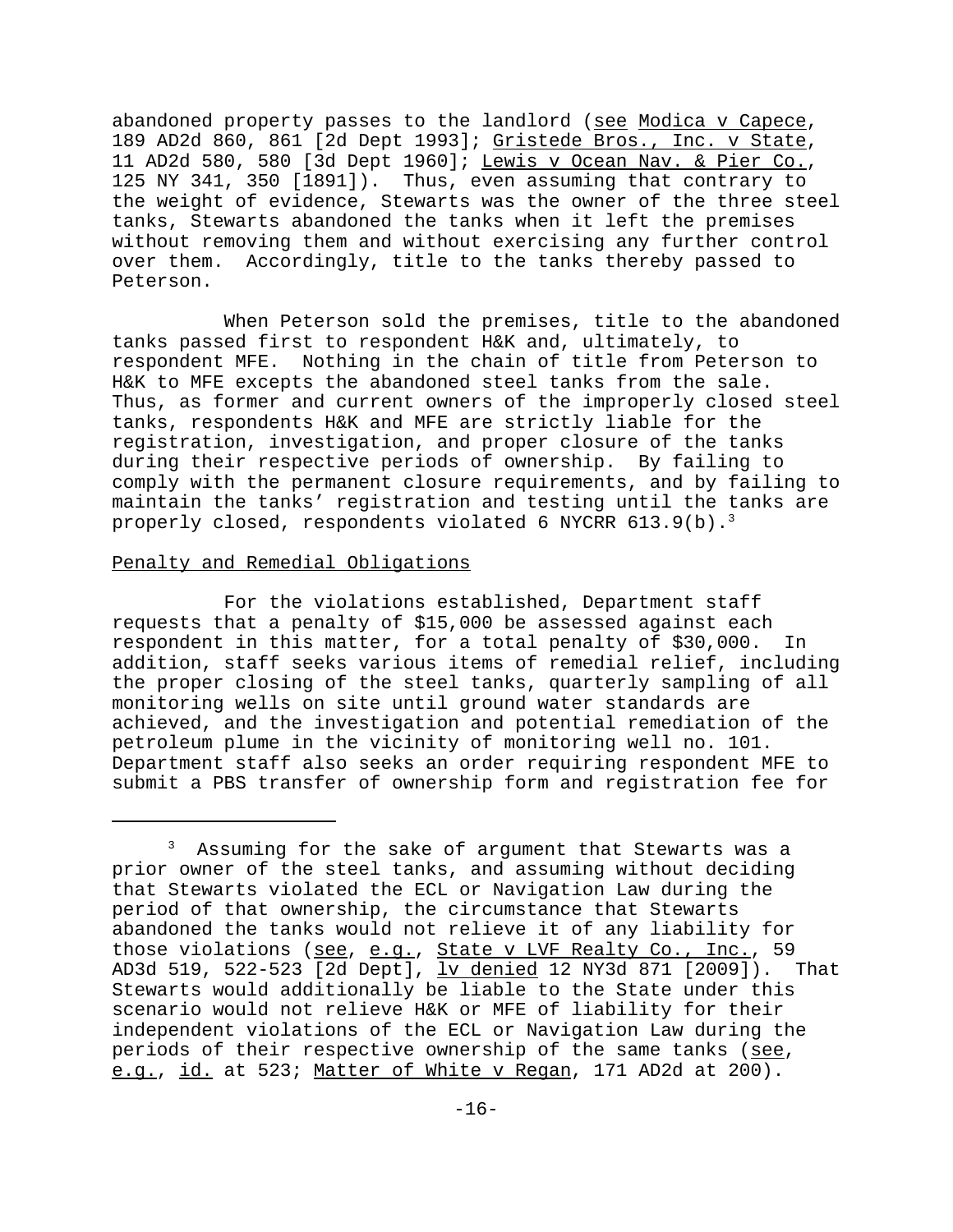abandoned property passes to the landlord (see Modica v Capece, 189 AD2d 860, 861 [2d Dept 1993]; Gristede Bros., Inc. v State, 11 AD2d 580, 580 [3d Dept 1960]; Lewis v Ocean Nav. & Pier Co., 125 NY 341, 350 [1891]). Thus, even assuming that contrary to the weight of evidence, Stewarts was the owner of the three steel tanks, Stewarts abandoned the tanks when it left the premises without removing them and without exercising any further control over them. Accordingly, title to the tanks thereby passed to Peterson.

When Peterson sold the premises, title to the abandoned tanks passed first to respondent H&K and, ultimately, to respondent MFE. Nothing in the chain of title from Peterson to H&K to MFE excepts the abandoned steel tanks from the sale. Thus, as former and current owners of the improperly closed steel tanks, respondents H&K and MFE are strictly liable for the registration, investigation, and proper closure of the tanks during their respective periods of ownership. By failing to comply with the permanent closure requirements, and by failing to maintain the tanks' registration and testing until the tanks are properly closed, respondents violated 6 NYCRR 613.9(b).[3]

Penalty and Remedial Obligations

For the violations established, Department staff requests that a penalty of $15,000 be assessed against each respondent in this matter, for a total penalty of $30,000. In addition, staff seeks various items of remedial relief, including the proper closing of the steel tanks, quarterly sampling of all monitoring wells on site until ground water standards are achieved, and the investigation and potential remediation of the petroleum plume in the vicinity of monitoring well no. 101. Department staff also seeks an order requiring respondent MFE to submit a PBS transfer of ownership form and registration fee for

---

[3] Assuming for the sake of argument that Stewarts was a prior owner of the steel tanks, and assuming without deciding that Stewarts violated the ECL or Navigation Law during the period of that ownership, the circumstance that Stewarts abandoned the tanks would not relieve it of any liability for those violations (see, e.g., State v LVF Realty Co., Inc., 59 AD3d 519, 522-523 [2d Dept], lv denied 12 NY3d 871 [2009]). That Stewarts would additionally be liable to the State under this scenario would not relieve H&K or MFE of liability for their independent violations of the ECL or Navigation Law during the periods of their respective ownership of the same tanks (see, e.g., id. at 523; Matter of White v Regan, 171 AD2d at 200).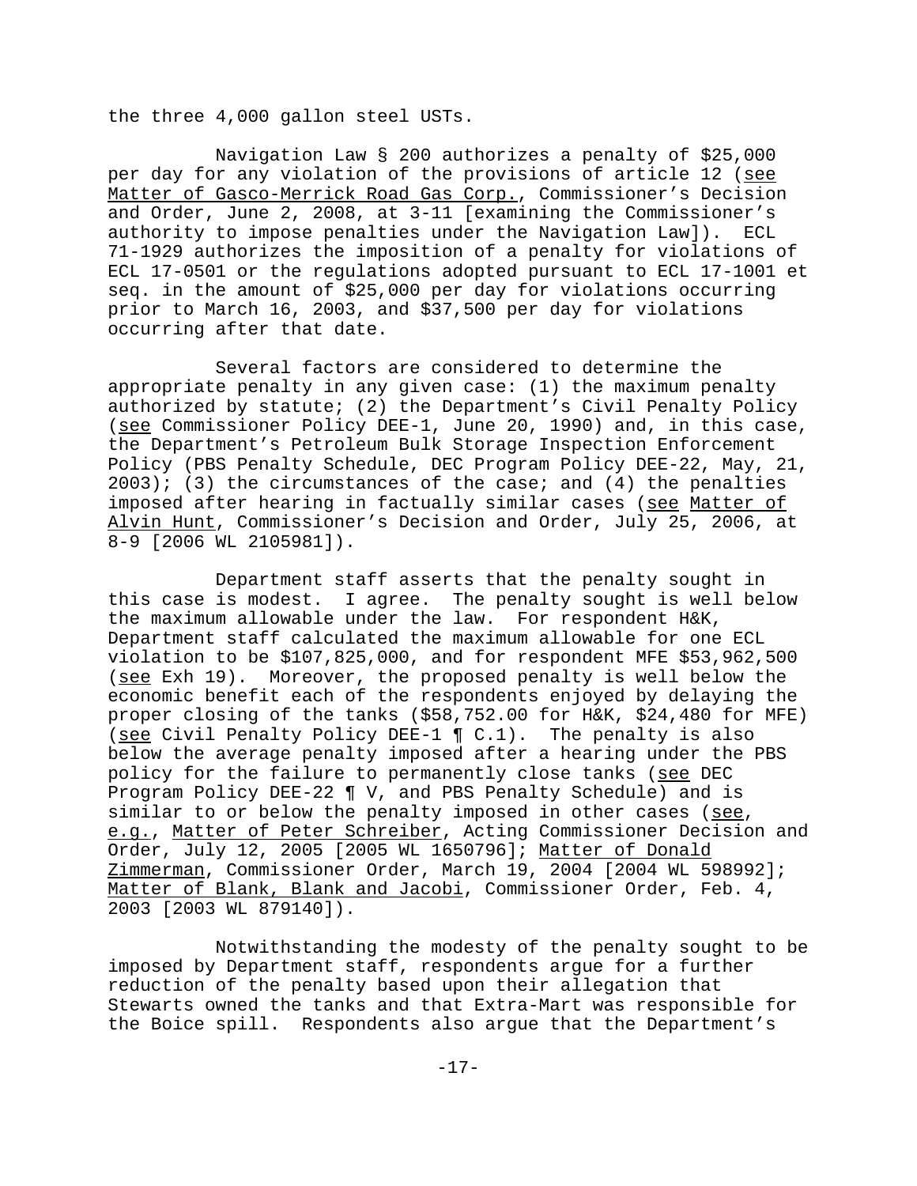the three 4,000 gallon steel USTs.

Navigation Law § 200 authorizes a penalty of $25,000 per day for any violation of the provisions of article 12 (see Matter of Gasco-Merrick Road Gas Corp., Commissioner's Decision and Order, June 2, 2008, at 3-11 [examining the Commissioner's authority to impose penalties under the Navigation Law]). ECL 71-1929 authorizes the imposition of a penalty for violations of ECL 17-0501 or the regulations adopted pursuant to ECL 17-1001 et seq. in the amount of $25,000 per day for violations occurring prior to March 16, 2003, and $37,500 per day for violations occurring after that date.

Several factors are considered to determine the appropriate penalty in any given case: (1) the maximum penalty authorized by statute; (2) the Department's Civil Penalty Policy (see Commissioner Policy DEE-1, June 20, 1990) and, in this case, the Department's Petroleum Bulk Storage Inspection Enforcement Policy (PBS Penalty Schedule, DEC Program Policy DEE-22, May, 21, 2003); (3) the circumstances of the case; and (4) the penalties imposed after hearing in factually similar cases (see Matter of Alvin Hunt, Commissioner's Decision and Order, July 25, 2006, at 8-9 [2006 WL 2105981]).

Department staff asserts that the penalty sought in this case is modest. I agree. The penalty sought is well below the maximum allowable under the law. For respondent H&K, Department staff calculated the maximum allowable for one ECL violation to be $107,825,000, and for respondent MFE $53,962,500 (see Exh 19). Moreover, the proposed penalty is well below the economic benefit each of the respondents enjoyed by delaying the proper closing of the tanks ($58,752.00 for H&K, $24,480 for MFE) (see Civil Penalty Policy DEE-1 ¶ C.1). The penalty is also below the average penalty imposed after a hearing under the PBS policy for the failure to permanently close tanks (see DEC Program Policy DEE-22 ¶ V, and PBS Penalty Schedule) and is similar to or below the penalty imposed in other cases (see, e.g., Matter of Peter Schreiber, Acting Commissioner Decision and Order, July 12, 2005 [2005 WL 1650796]; Matter of Donald Zimmerman, Commissioner Order, March 19, 2004 [2004 WL 598992]; Matter of Blank, Blank and Jacobi, Commissioner Order, Feb. 4, 2003 [2003 WL 879140]).

Notwithstanding the modesty of the penalty sought to be imposed by Department staff, respondents argue for a further reduction of the penalty based upon their allegation that Stewarts owned the tanks and that Extra-Mart was responsible for the Boice spill. Respondents also argue that the Department's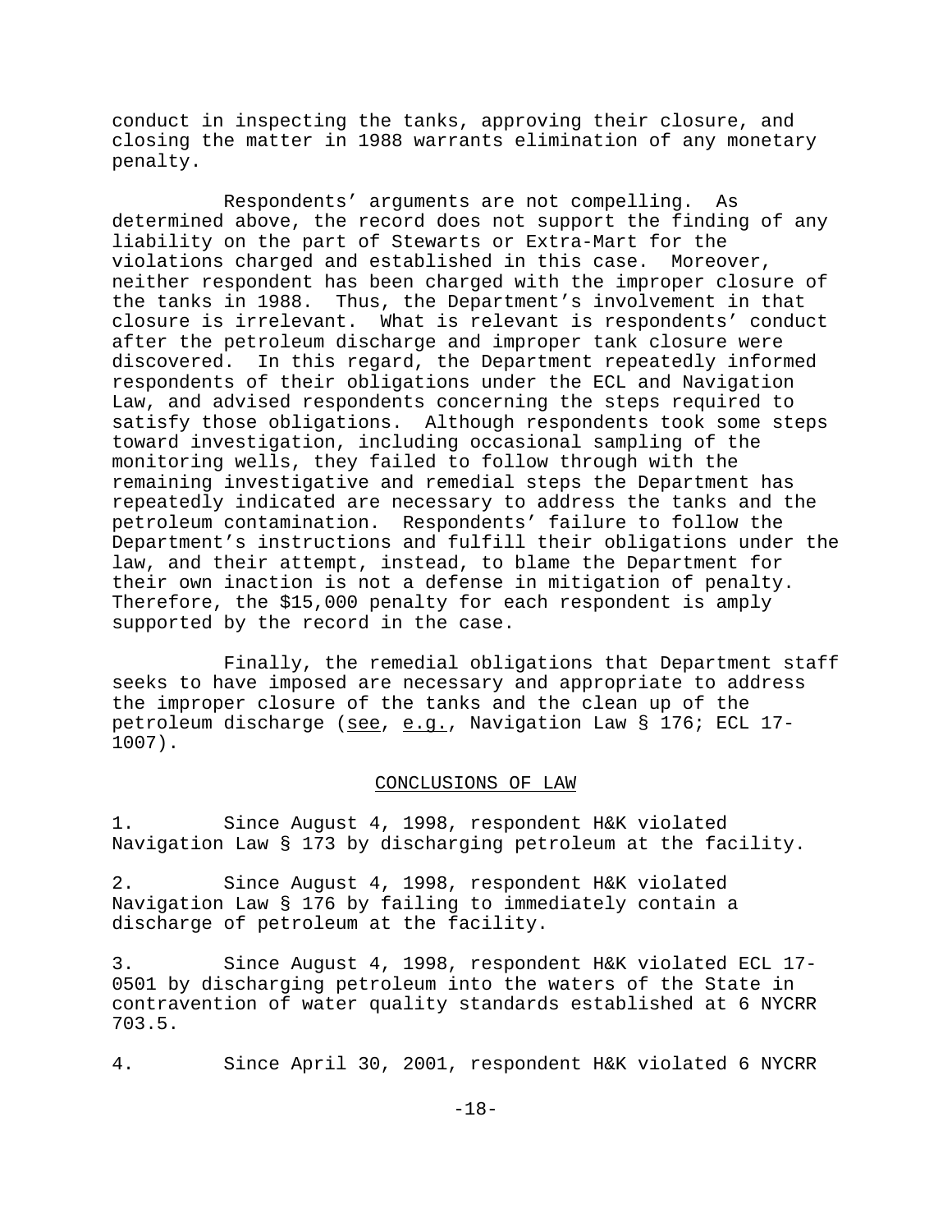conduct in inspecting the tanks, approving their closure, and closing the matter in 1988 warrants elimination of any monetary penalty.

Respondents' arguments are not compelling. As determined above, the record does not support the finding of any liability on the part of Stewarts or Extra-Mart for the violations charged and established in this case. Moreover, neither respondent has been charged with the improper closure of the tanks in 1988. Thus, the Department's involvement in that closure is irrelevant. What is relevant is respondents' conduct after the petroleum discharge and improper tank closure were discovered. In this regard, the Department repeatedly informed respondents of their obligations under the ECL and Navigation Law, and advised respondents concerning the steps required to satisfy those obligations. Although respondents took some steps toward investigation, including occasional sampling of the monitoring wells, they failed to follow through with the remaining investigative and remedial steps the Department has repeatedly indicated are necessary to address the tanks and the petroleum contamination. Respondents' failure to follow the Department's instructions and fulfill their obligations under the law, and their attempt, instead, to blame the Department for their own inaction is not a defense in mitigation of penalty. Therefore, the $15,000 penalty for each respondent is amply supported by the record in the case.

Finally, the remedial obligations that Department staff seeks to have imposed are necessary and appropriate to address the improper closure of the tanks and the clean up of the petroleum discharge (see, e.g., Navigation Law § 176; ECL 17-1007).

## CONCLUSIONS OF LAW

1. Since August 4, 1998, respondent H&K violated Navigation Law § 173 by discharging petroleum at the facility.

2. Since August 4, 1998, respondent H&K violated Navigation Law § 176 by failing to immediately contain a discharge of petroleum at the facility.

3. Since August 4, 1998, respondent H&K violated ECL 17-0501 by discharging petroleum into the waters of the State in contravention of water quality standards established at 6 NYCRR 703.5.

4. Since April 30, 2001, respondent H&K violated 6 NYCRR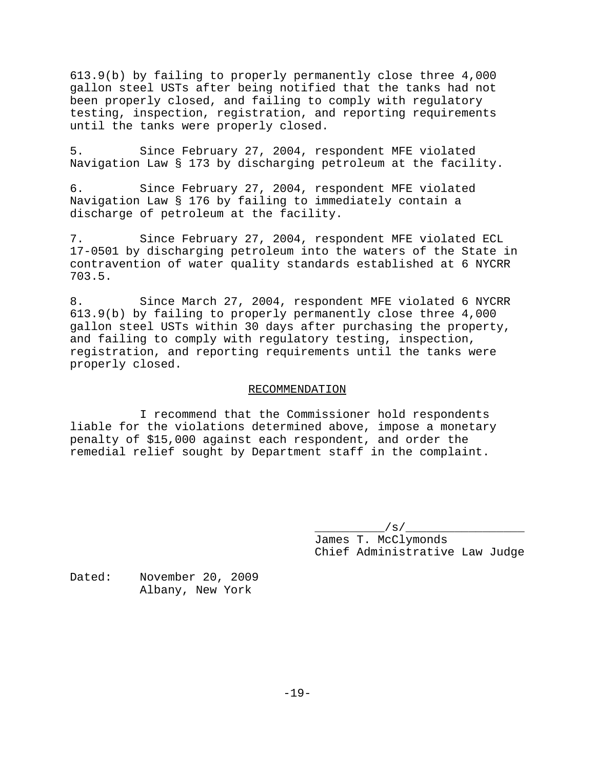613.9(b) by failing to properly permanently close three 4,000 gallon steel USTs after being notified that the tanks had not been properly closed, and failing to comply with regulatory testing, inspection, registration, and reporting requirements until the tanks were properly closed.

5. Since February 27, 2004, respondent MFE violated Navigation Law § 173 by discharging petroleum at the facility.

6. Since February 27, 2004, respondent MFE violated Navigation Law § 176 by failing to immediately contain a discharge of petroleum at the facility.

7. Since February 27, 2004, respondent MFE violated ECL 17-0501 by discharging petroleum into the waters of the State in contravention of water quality standards established at 6 NYCRR 703.5.

8. Since March 27, 2004, respondent MFE violated 6 NYCRR 613.9(b) by failing to properly permanently close three 4,000 gallon steel USTs within 30 days after purchasing the property, and failing to comply with regulatory testing, inspection, registration, and reporting requirements until the tanks were properly closed.

## RECOMMENDATION

I recommend that the Commissioner hold respondents liable for the violations determined above, impose a monetary penalty of $15,000 against each respondent, and order the remedial relief sought by Department staff in the complaint.

/s/
James T. McClymonds
Chief Administrative Law Judge

Dated: November 20, 2009
Albany, New York